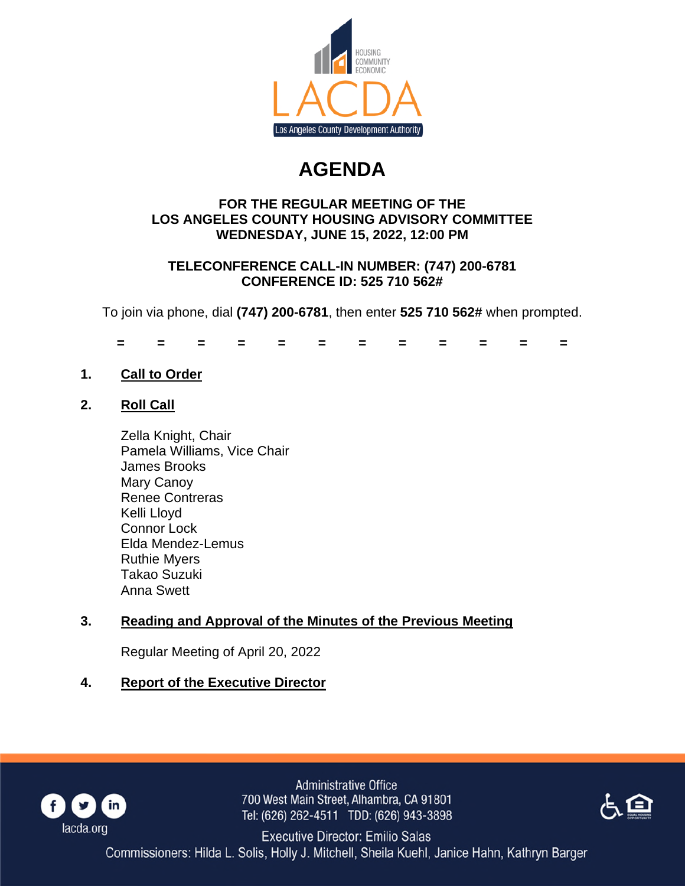# AGENDA

**FOR THE REGULAR MEETING OF THE**
**LOS ANGELES COUNTY HOUSING ADVISORY COMMITTEE**
**WEDNESDAY, JUNE 15, 2022, 12:00 PM**

**TELECONFERENCE CALL-IN NUMBER: (747) 200-6781**
**CONFERENCE ID: 525 710 562#**

To join via phone, dial **(747) 200-6781**, then enter **525 710 562#** when prompted.

= = = = = = = = = = = =

1. **Call to Order**

2. **Roll Call**

   Zella Knight, Chair
   Pamela Williams, Vice Chair
   James Brooks
   Mary Canoy
   Renee Contreras
   Kelli Lloyd
   Connor Lock
   Elda Mendez-Lemus
   Ruthie Myers
   Takao Suzuki
   Anna Swett

3. **Reading and Approval of the Minutes of the Previous Meeting**

   Regular Meeting of April 20, 2022

4. **Report of the Executive Director**

Administrative Office
700 West Main Street, Alhambra, CA 91801
Tel: (626) 262-4511 TDD: (626) 943-3898

Executive Director: Emilio Salas
Commissioners: Hilda L. Solis, Holly J. Mitchell, Sheila Kuehl, Janice Hahn, Kathryn Barger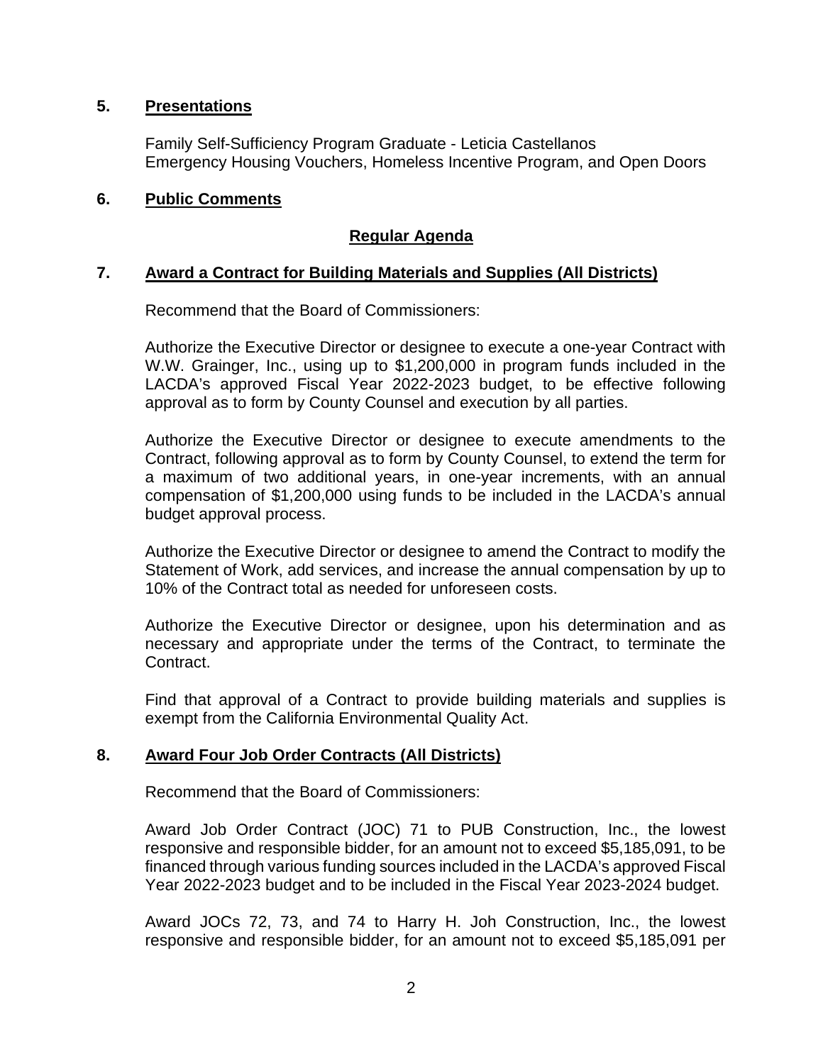**5. Presentations**

Family Self-Sufficiency Program Graduate - Leticia Castellanos
Emergency Housing Vouchers, Homeless Incentive Program, and Open Doors

**6. Public Comments**

**Regular Agenda**

**7. Award a Contract for Building Materials and Supplies (All Districts)**

Recommend that the Board of Commissioners:

Authorize the Executive Director or designee to execute a one-year Contract with W.W. Grainger, Inc., using up to $1,200,000 in program funds included in the LACDA's approved Fiscal Year 2022-2023 budget, to be effective following approval as to form by County Counsel and execution by all parties.

Authorize the Executive Director or designee to execute amendments to the Contract, following approval as to form by County Counsel, to extend the term for a maximum of two additional years, in one-year increments, with an annual compensation of $1,200,000 using funds to be included in the LACDA's annual budget approval process.

Authorize the Executive Director or designee to amend the Contract to modify the Statement of Work, add services, and increase the annual compensation by up to 10% of the Contract total as needed for unforeseen costs.

Authorize the Executive Director or designee, upon his determination and as necessary and appropriate under the terms of the Contract, to terminate the Contract.

Find that approval of a Contract to provide building materials and supplies is exempt from the California Environmental Quality Act.

**8. Award Four Job Order Contracts (All Districts)**

Recommend that the Board of Commissioners:

Award Job Order Contract (JOC) 71 to PUB Construction, Inc., the lowest responsive and responsible bidder, for an amount not to exceed $5,185,091, to be financed through various funding sources included in the LACDA's approved Fiscal Year 2022-2023 budget and to be included in the Fiscal Year 2023-2024 budget.

Award JOCs 72, 73, and 74 to Harry H. Joh Construction, Inc., the lowest responsive and responsible bidder, for an amount not to exceed $5,185,091 per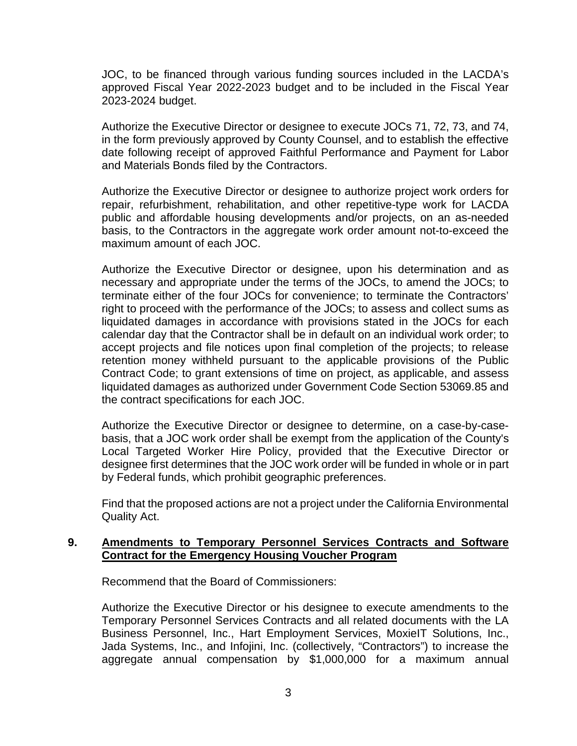JOC, to be financed through various funding sources included in the LACDA's approved Fiscal Year 2022-2023 budget and to be included in the Fiscal Year 2023-2024 budget.

Authorize the Executive Director or designee to execute JOCs 71, 72, 73, and 74, in the form previously approved by County Counsel, and to establish the effective date following receipt of approved Faithful Performance and Payment for Labor and Materials Bonds filed by the Contractors.

Authorize the Executive Director or designee to authorize project work orders for repair, refurbishment, rehabilitation, and other repetitive-type work for LACDA public and affordable housing developments and/or projects, on an as-needed basis, to the Contractors in the aggregate work order amount not-to-exceed the maximum amount of each JOC.

Authorize the Executive Director or designee, upon his determination and as necessary and appropriate under the terms of the JOCs, to amend the JOCs; to terminate either of the four JOCs for convenience; to terminate the Contractors' right to proceed with the performance of the JOCs; to assess and collect sums as liquidated damages in accordance with provisions stated in the JOCs for each calendar day that the Contractor shall be in default on an individual work order; to accept projects and file notices upon final completion of the projects; to release retention money withheld pursuant to the applicable provisions of the Public Contract Code; to grant extensions of time on project, as applicable, and assess liquidated damages as authorized under Government Code Section 53069.85 and the contract specifications for each JOC.

Authorize the Executive Director or designee to determine, on a case-by-case-basis, that a JOC work order shall be exempt from the application of the County's Local Targeted Worker Hire Policy, provided that the Executive Director or designee first determines that the JOC work order will be funded in whole or in part by Federal funds, which prohibit geographic preferences.

Find that the proposed actions are not a project under the California Environmental Quality Act.

**9. Amendments to Temporary Personnel Services Contracts and Software Contract for the Emergency Housing Voucher Program**

Recommend that the Board of Commissioners:

Authorize the Executive Director or his designee to execute amendments to the Temporary Personnel Services Contracts and all related documents with the LA Business Personnel, Inc., Hart Employment Services, MoxieIT Solutions, Inc., Jada Systems, Inc., and Infojini, Inc. (collectively, "Contractors") to increase the aggregate annual compensation by $1,000,000 for a maximum annual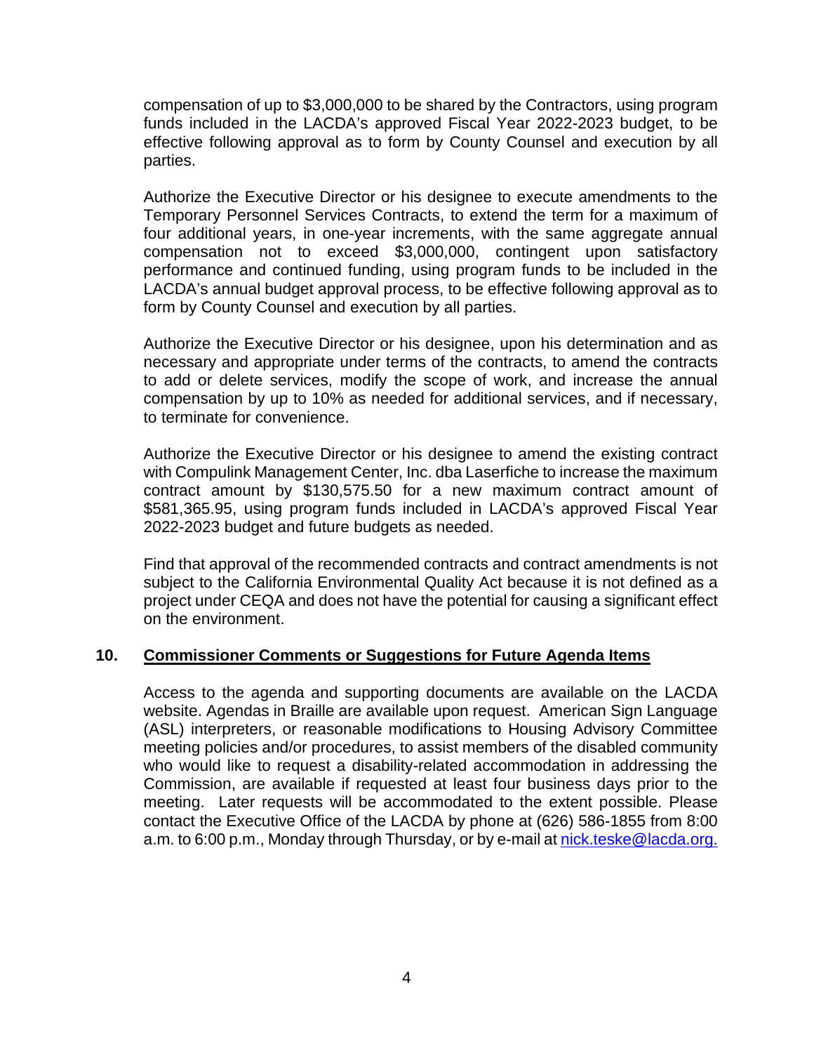compensation of up to $3,000,000 to be shared by the Contractors, using program funds included in the LACDA's approved Fiscal Year 2022-2023 budget, to be effective following approval as to form by County Counsel and execution by all parties.

Authorize the Executive Director or his designee to execute amendments to the Temporary Personnel Services Contracts, to extend the term for a maximum of four additional years, in one-year increments, with the same aggregate annual compensation not to exceed $3,000,000, contingent upon satisfactory performance and continued funding, using program funds to be included in the LACDA's annual budget approval process, to be effective following approval as to form by County Counsel and execution by all parties.

Authorize the Executive Director or his designee, upon his determination and as necessary and appropriate under terms of the contracts, to amend the contracts to add or delete services, modify the scope of work, and increase the annual compensation by up to 10% as needed for additional services, and if necessary, to terminate for convenience.

Authorize the Executive Director or his designee to amend the existing contract with Compulink Management Center, Inc. dba Laserfiche to increase the maximum contract amount by $130,575.50 for a new maximum contract amount of $581,365.95, using program funds included in LACDA's approved Fiscal Year 2022-2023 budget and future budgets as needed.

Find that approval of the recommended contracts and contract amendments is not subject to the California Environmental Quality Act because it is not defined as a project under CEQA and does not have the potential for causing a significant effect on the environment.

## 10. Commissioner Comments or Suggestions for Future Agenda Items

Access to the agenda and supporting documents are available on the LACDA website. Agendas in Braille are available upon request. American Sign Language (ASL) interpreters, or reasonable modifications to Housing Advisory Committee meeting policies and/or procedures, to assist members of the disabled community who would like to request a disability-related accommodation in addressing the Commission, are available if requested at least four business days prior to the meeting. Later requests will be accommodated to the extent possible. Please contact the Executive Office of the LACDA by phone at (626) 586-1855 from 8:00 a.m. to 6:00 p.m., Monday through Thursday, or by e-mail at nick.teske@lacda.org.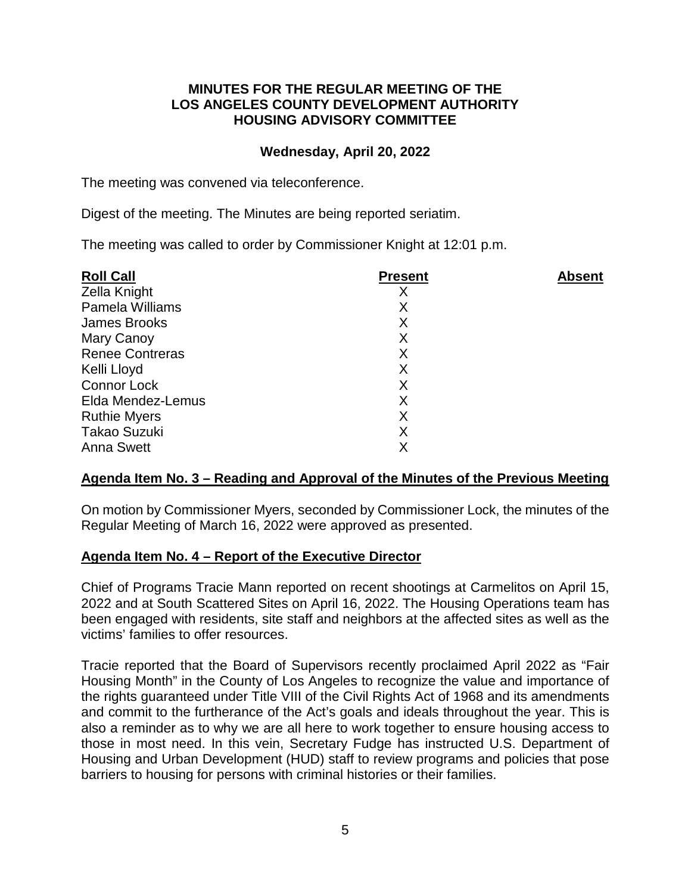**MINUTES FOR THE REGULAR MEETING OF THE LOS ANGELES COUNTY DEVELOPMENT AUTHORITY HOUSING ADVISORY COMMITTEE**

**Wednesday, April 20, 2022**

The meeting was convened via teleconference.

Digest of the meeting. The Minutes are being reported seriatim.

The meeting was called to order by Commissioner Knight at 12:01 p.m.

| Roll Call | Present | Absent |
|---|---|---|
| Zella Knight | X | |
| Pamela Williams | X | |
| James Brooks | X | |
| Mary Canoy | X | |
| Renee Contreras | X | |
| Kelli Lloyd | X | |
| Connor Lock | X | |
| Elda Mendez-Lemus | X | |
| Ruthie Myers | X | |
| Takao Suzuki | X | |
| Anna Swett | X | |

**Agenda Item No. 3 – Reading and Approval of the Minutes of the Previous Meeting**

On motion by Commissioner Myers, seconded by Commissioner Lock, the minutes of the Regular Meeting of March 16, 2022 were approved as presented.

**Agenda Item No. 4 – Report of the Executive Director**

Chief of Programs Tracie Mann reported on recent shootings at Carmelitos on April 15, 2022 and at South Scattered Sites on April 16, 2022. The Housing Operations team has been engaged with residents, site staff and neighbors at the affected sites as well as the victims' families to offer resources.

Tracie reported that the Board of Supervisors recently proclaimed April 2022 as "Fair Housing Month" in the County of Los Angeles to recognize the value and importance of the rights guaranteed under Title VIII of the Civil Rights Act of 1968 and its amendments and commit to the furtherance of the Act's goals and ideals throughout the year. This is also a reminder as to why we are all here to work together to ensure housing access to those in most need. In this vein, Secretary Fudge has instructed U.S. Department of Housing and Urban Development (HUD) staff to review programs and policies that pose barriers to housing for persons with criminal histories or their families.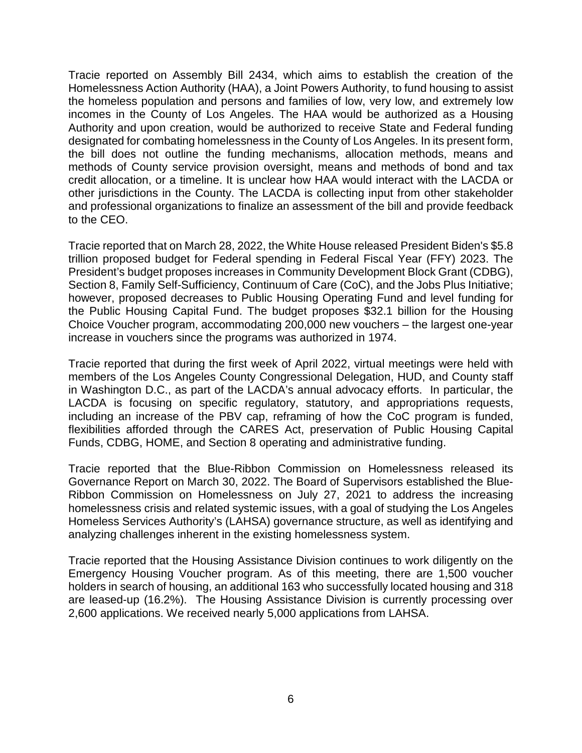Tracie reported on Assembly Bill 2434, which aims to establish the creation of the Homelessness Action Authority (HAA), a Joint Powers Authority, to fund housing to assist the homeless population and persons and families of low, very low, and extremely low incomes in the County of Los Angeles. The HAA would be authorized as a Housing Authority and upon creation, would be authorized to receive State and Federal funding designated for combating homelessness in the County of Los Angeles. In its present form, the bill does not outline the funding mechanisms, allocation methods, means and methods of County service provision oversight, means and methods of bond and tax credit allocation, or a timeline. It is unclear how HAA would interact with the LACDA or other jurisdictions in the County. The LACDA is collecting input from other stakeholder and professional organizations to finalize an assessment of the bill and provide feedback to the CEO.

Tracie reported that on March 28, 2022, the White House released President Biden's $5.8 trillion proposed budget for Federal spending in Federal Fiscal Year (FFY) 2023. The President's budget proposes increases in Community Development Block Grant (CDBG), Section 8, Family Self-Sufficiency, Continuum of Care (CoC), and the Jobs Plus Initiative; however, proposed decreases to Public Housing Operating Fund and level funding for the Public Housing Capital Fund. The budget proposes $32.1 billion for the Housing Choice Voucher program, accommodating 200,000 new vouchers – the largest one-year increase in vouchers since the programs was authorized in 1974.

Tracie reported that during the first week of April 2022, virtual meetings were held with members of the Los Angeles County Congressional Delegation, HUD, and County staff in Washington D.C., as part of the LACDA's annual advocacy efforts. In particular, the LACDA is focusing on specific regulatory, statutory, and appropriations requests, including an increase of the PBV cap, reframing of how the CoC program is funded, flexibilities afforded through the CARES Act, preservation of Public Housing Capital Funds, CDBG, HOME, and Section 8 operating and administrative funding.

Tracie reported that the Blue-Ribbon Commission on Homelessness released its Governance Report on March 30, 2022. The Board of Supervisors established the Blue-Ribbon Commission on Homelessness on July 27, 2021 to address the increasing homelessness crisis and related systemic issues, with a goal of studying the Los Angeles Homeless Services Authority's (LAHSA) governance structure, as well as identifying and analyzing challenges inherent in the existing homelessness system.

Tracie reported that the Housing Assistance Division continues to work diligently on the Emergency Housing Voucher program. As of this meeting, there are 1,500 voucher holders in search of housing, an additional 163 who successfully located housing and 318 are leased-up (16.2%). The Housing Assistance Division is currently processing over 2,600 applications. We received nearly 5,000 applications from LAHSA.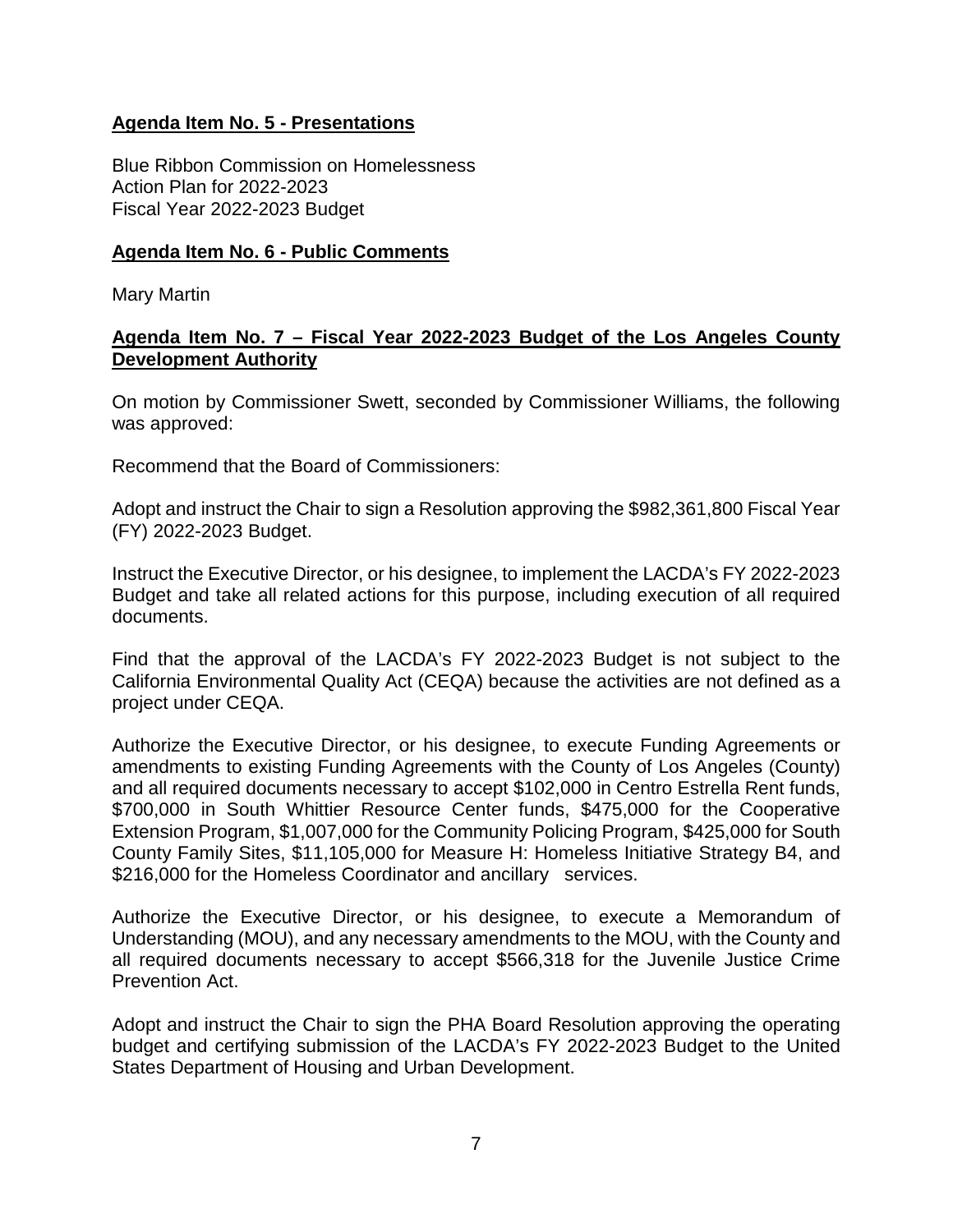**Agenda Item No. 5 - Presentations**

Blue Ribbon Commission on Homelessness
Action Plan for 2022-2023
Fiscal Year 2022-2023 Budget

**Agenda Item No. 6 - Public Comments**

Mary Martin

**Agenda Item No. 7 – Fiscal Year 2022-2023 Budget of the Los Angeles County Development Authority**

On motion by Commissioner Swett, seconded by Commissioner Williams, the following was approved:

Recommend that the Board of Commissioners:

Adopt and instruct the Chair to sign a Resolution approving the $982,361,800 Fiscal Year (FY) 2022-2023 Budget.

Instruct the Executive Director, or his designee, to implement the LACDA's FY 2022-2023 Budget and take all related actions for this purpose, including execution of all required documents.

Find that the approval of the LACDA's FY 2022-2023 Budget is not subject to the California Environmental Quality Act (CEQA) because the activities are not defined as a project under CEQA.

Authorize the Executive Director, or his designee, to execute Funding Agreements or amendments to existing Funding Agreements with the County of Los Angeles (County) and all required documents necessary to accept $102,000 in Centro Estrella Rent funds, $700,000 in South Whittier Resource Center funds, $475,000 for the Cooperative Extension Program, $1,007,000 for the Community Policing Program, $425,000 for South County Family Sites, $11,105,000 for Measure H: Homeless Initiative Strategy B4, and $216,000 for the Homeless Coordinator and ancillary services.

Authorize the Executive Director, or his designee, to execute a Memorandum of Understanding (MOU), and any necessary amendments to the MOU, with the County and all required documents necessary to accept $566,318 for the Juvenile Justice Crime Prevention Act.

Adopt and instruct the Chair to sign the PHA Board Resolution approving the operating budget and certifying submission of the LACDA's FY 2022-2023 Budget to the United States Department of Housing and Urban Development.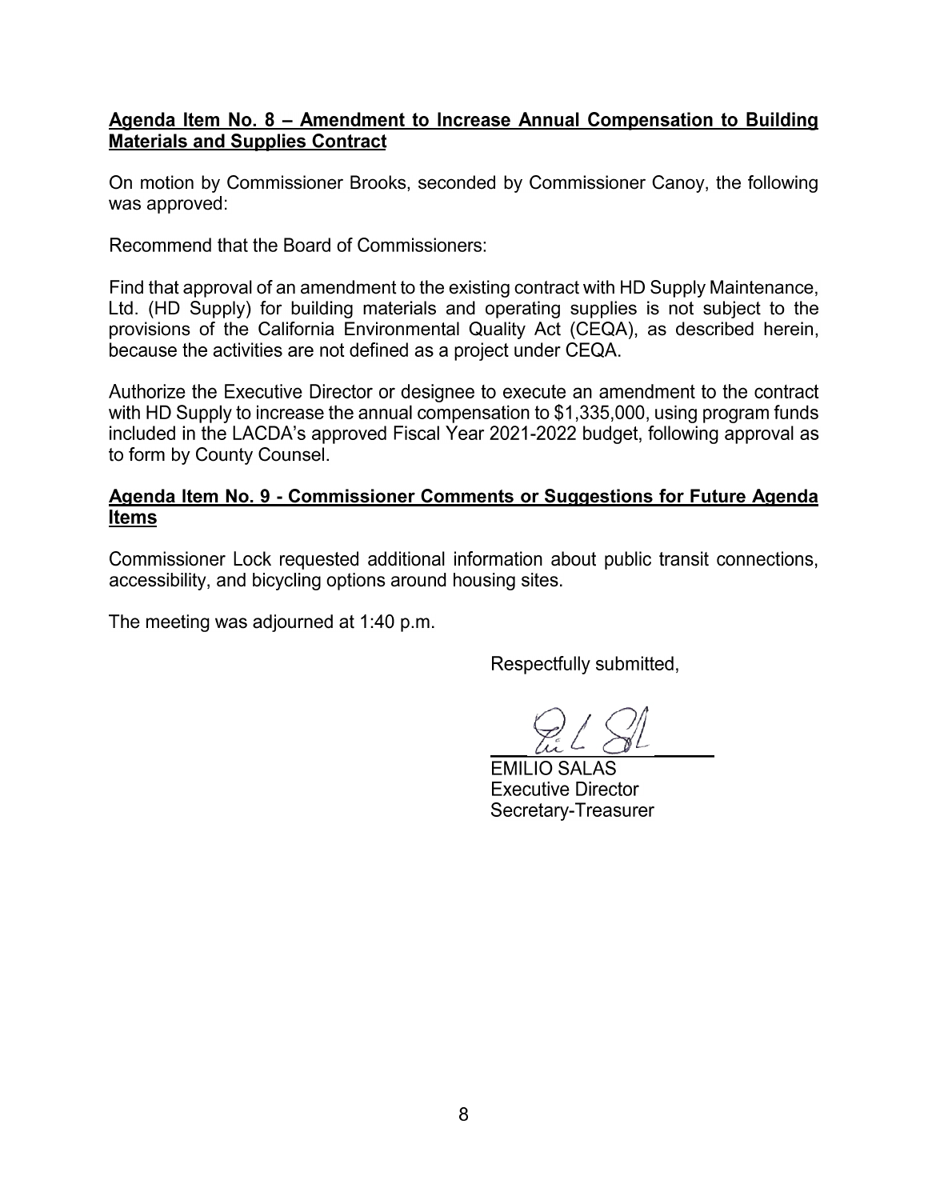**Agenda Item No. 8 – Amendment to Increase Annual Compensation to Building Materials and Supplies Contract**

On motion by Commissioner Brooks, seconded by Commissioner Canoy, the following was approved:

Recommend that the Board of Commissioners:

Find that approval of an amendment to the existing contract with HD Supply Maintenance, Ltd. (HD Supply) for building materials and operating supplies is not subject to the provisions of the California Environmental Quality Act (CEQA), as described herein, because the activities are not defined as a project under CEQA.

Authorize the Executive Director or designee to execute an amendment to the contract with HD Supply to increase the annual compensation to $1,335,000, using program funds included in the LACDA's approved Fiscal Year 2021-2022 budget, following approval as to form by County Counsel.

**Agenda Item No. 9 - Commissioner Comments or Suggestions for Future Agenda Items**

Commissioner Lock requested additional information about public transit connections, accessibility, and bicycling options around housing sites.

The meeting was adjourned at 1:40 p.m.

Respectfully submitted,

EMILIO SALAS
Executive Director
Secretary-Treasurer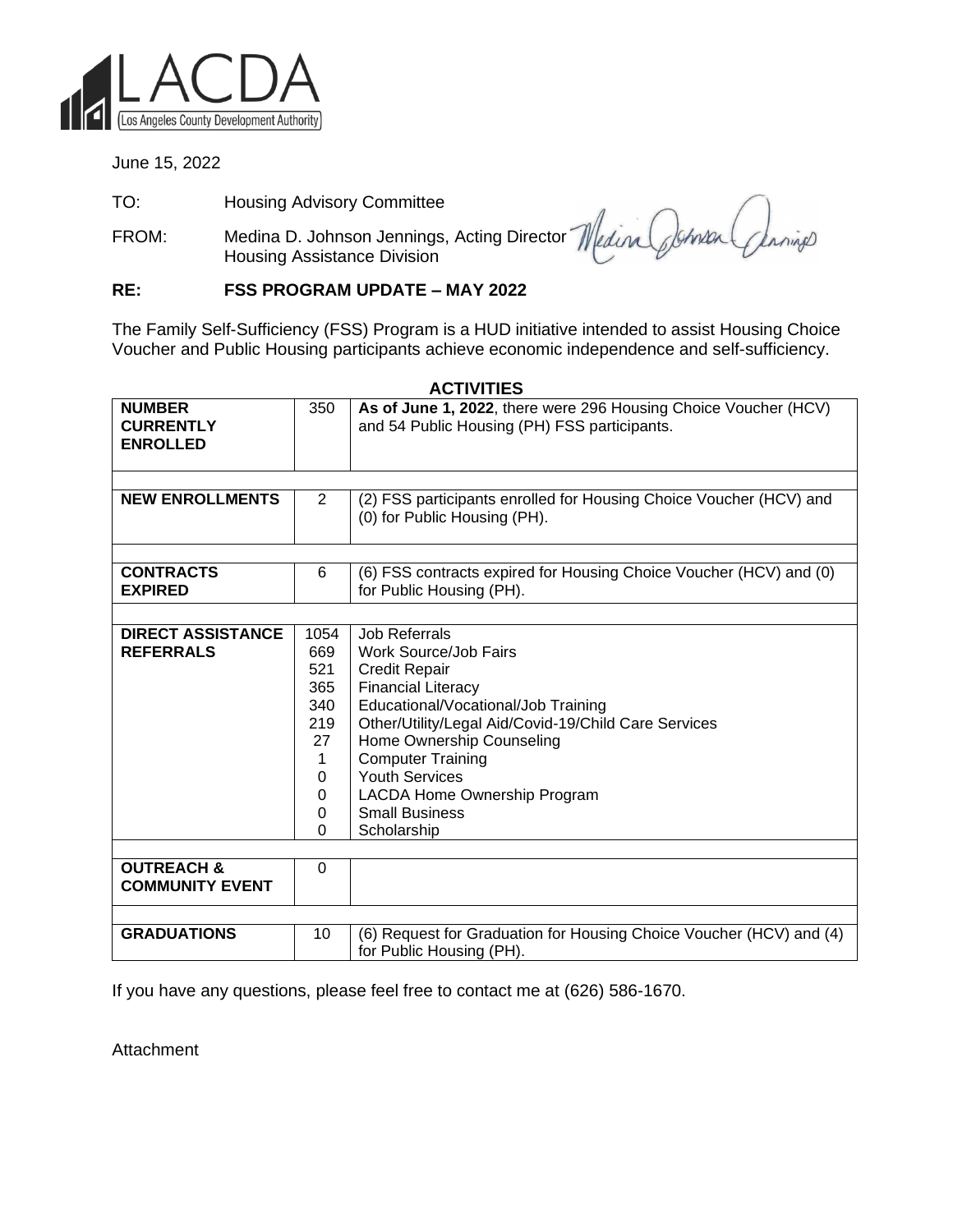LACDA
Los Angeles County Development Authority

June 15, 2022

TO: Housing Advisory Committee

FROM: Medina D. Johnson Jennings, Acting Director
Housing Assistance Division

**RE: FSS PROGRAM UPDATE – MAY 2022**

The Family Self-Sufficiency (FSS) Program is a HUD initiative intended to assist Housing Choice Voucher and Public Housing participants achieve economic independence and self-sufficiency.

**ACTIVITIES**

| | | |
|---|---|---|
| **NUMBER CURRENTLY ENROLLED** | 350 | **As of June 1, 2022**, there were 296 Housing Choice Voucher (HCV) and 54 Public Housing (PH) FSS participants. |
| **NEW ENROLLMENTS** | 2 | (2) FSS participants enrolled for Housing Choice Voucher (HCV) and (0) for Public Housing (PH). |
| **CONTRACTS EXPIRED** | 6 | (6) FSS contracts expired for Housing Choice Voucher (HCV) and (0) for Public Housing (PH). |
| **DIRECT ASSISTANCE REFERRALS** | 1054 | Job Referrals |
| | 669 | Work Source/Job Fairs |
| | 521 | Credit Repair |
| | 365 | Financial Literacy |
| | 340 | Educational/Vocational/Job Training |
| | 219 | Other/Utility/Legal Aid/Covid-19/Child Care Services |
| | 27 | Home Ownership Counseling |
| | 1 | Computer Training |
| | 0 | Youth Services |
| | 0 | LACDA Home Ownership Program |
| | 0 | Small Business |
| | 0 | Scholarship |
| **OUTREACH & COMMUNITY EVENT** | 0 | |
| **GRADUATIONS** | 10 | (6) Request for Graduation for Housing Choice Voucher (HCV) and (4) for Public Housing (PH). |

If you have any questions, please feel free to contact me at (626) 586-1670.

Attachment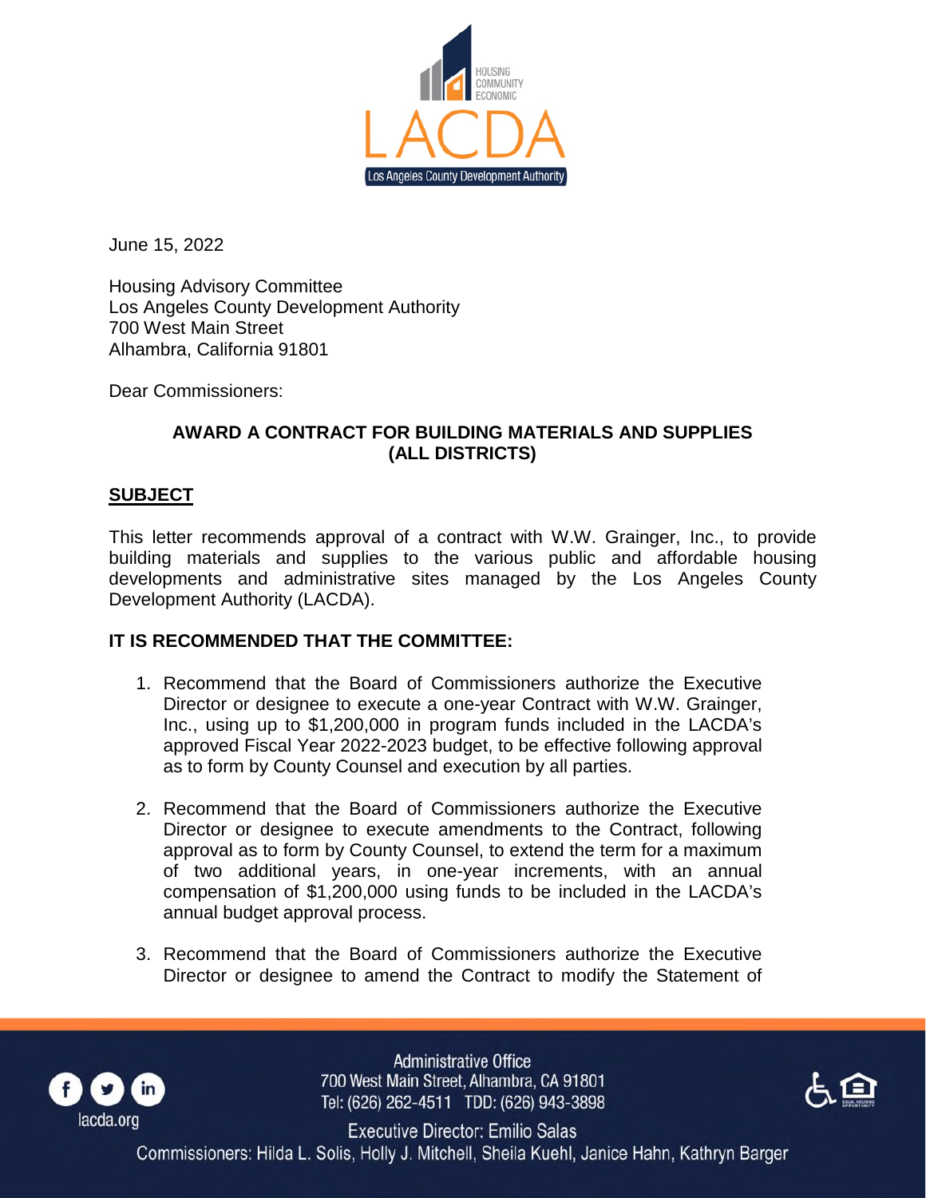HOUSING
COMMUNITY
ECONOMIC

LACDA

Los Angeles County Development Authority

June 15, 2022

Housing Advisory Committee
Los Angeles County Development Authority
700 West Main Street
Alhambra, California 91801

Dear Commissioners:

**AWARD A CONTRACT FOR BUILDING MATERIALS AND SUPPLIES (ALL DISTRICTS)**

## SUBJECT

This letter recommends approval of a contract with W.W. Grainger, Inc., to provide building materials and supplies to the various public and affordable housing developments and administrative sites managed by the Los Angeles County Development Authority (LACDA).

**IT IS RECOMMENDED THAT THE COMMITTEE:**

1. Recommend that the Board of Commissioners authorize the Executive Director or designee to execute a one-year Contract with W.W. Grainger, Inc., using up to $1,200,000 in program funds included in the LACDA's approved Fiscal Year 2022-2023 budget, to be effective following approval as to form by County Counsel and execution by all parties.

2. Recommend that the Board of Commissioners authorize the Executive Director or designee to execute amendments to the Contract, following approval as to form by County Counsel, to extend the term for a maximum of two additional years, in one-year increments, with an annual compensation of $1,200,000 using funds to be included in the LACDA's annual budget approval process.

3. Recommend that the Board of Commissioners authorize the Executive Director or designee to amend the Contract to modify the Statement of

Administrative Office
700 West Main Street, Alhambra, CA 91801
Tel: (626) 262-4511 TDD: (626) 943-3898
Executive Director: Emilio Salas
Commissioners: Hilda L. Solis, Holly J. Mitchell, Sheila Kuehl, Janice Hahn, Kathryn Barger
lacda.org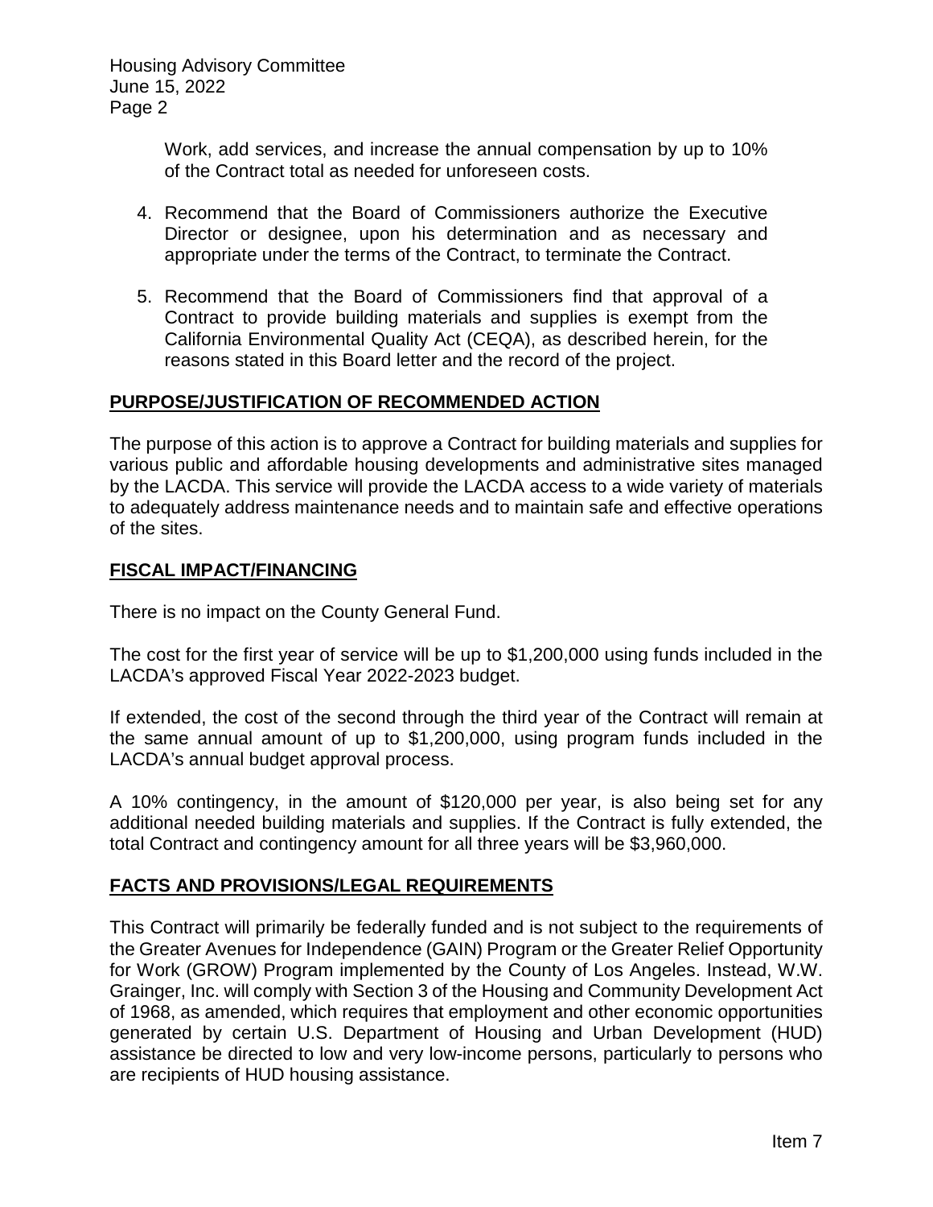Work, add services, and increase the annual compensation by up to 10% of the Contract total as needed for unforeseen costs.

4. Recommend that the Board of Commissioners authorize the Executive Director or designee, upon his determination and as necessary and appropriate under the terms of the Contract, to terminate the Contract.

5. Recommend that the Board of Commissioners find that approval of a Contract to provide building materials and supplies is exempt from the California Environmental Quality Act (CEQA), as described herein, for the reasons stated in this Board letter and the record of the project.

## PURPOSE/JUSTIFICATION OF RECOMMENDED ACTION

The purpose of this action is to approve a Contract for building materials and supplies for various public and affordable housing developments and administrative sites managed by the LACDA. This service will provide the LACDA access to a wide variety of materials to adequately address maintenance needs and to maintain safe and effective operations of the sites.

## FISCAL IMPACT/FINANCING

There is no impact on the County General Fund.

The cost for the first year of service will be up to $1,200,000 using funds included in the LACDA's approved Fiscal Year 2022-2023 budget.

If extended, the cost of the second through the third year of the Contract will remain at the same annual amount of up to $1,200,000, using program funds included in the LACDA's annual budget approval process.

A 10% contingency, in the amount of $120,000 per year, is also being set for any additional needed building materials and supplies. If the Contract is fully extended, the total Contract and contingency amount for all three years will be $3,960,000.

## FACTS AND PROVISIONS/LEGAL REQUIREMENTS

This Contract will primarily be federally funded and is not subject to the requirements of the Greater Avenues for Independence (GAIN) Program or the Greater Relief Opportunity for Work (GROW) Program implemented by the County of Los Angeles. Instead, W.W. Grainger, Inc. will comply with Section 3 of the Housing and Community Development Act of 1968, as amended, which requires that employment and other economic opportunities generated by certain U.S. Department of Housing and Urban Development (HUD) assistance be directed to low and very low-income persons, particularly to persons who are recipients of HUD housing assistance.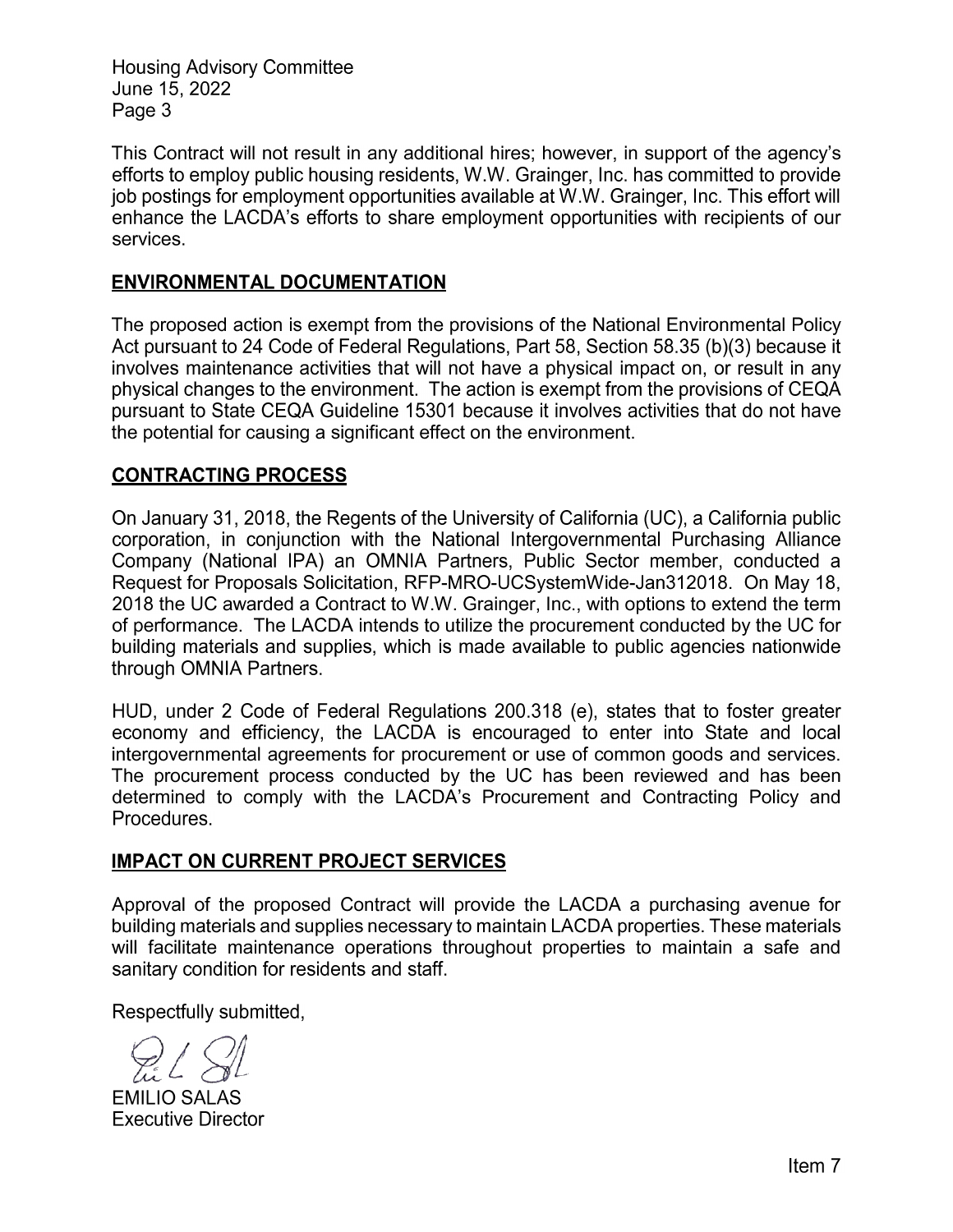This Contract will not result in any additional hires; however, in support of the agency's efforts to employ public housing residents, W.W. Grainger, Inc. has committed to provide job postings for employment opportunities available at W.W. Grainger, Inc. This effort will enhance the LACDA's efforts to share employment opportunities with recipients of our services.

## ENVIRONMENTAL DOCUMENTATION

The proposed action is exempt from the provisions of the National Environmental Policy Act pursuant to 24 Code of Federal Regulations, Part 58, Section 58.35 (b)(3) because it involves maintenance activities that will not have a physical impact on, or result in any physical changes to the environment. The action is exempt from the provisions of CEQA pursuant to State CEQA Guideline 15301 because it involves activities that do not have the potential for causing a significant effect on the environment.

## CONTRACTING PROCESS

On January 31, 2018, the Regents of the University of California (UC), a California public corporation, in conjunction with the National Intergovernmental Purchasing Alliance Company (National IPA) an OMNIA Partners, Public Sector member, conducted a Request for Proposals Solicitation, RFP-MRO-UCSystemWide-Jan312018. On May 18, 2018 the UC awarded a Contract to W.W. Grainger, Inc., with options to extend the term of performance. The LACDA intends to utilize the procurement conducted by the UC for building materials and supplies, which is made available to public agencies nationwide through OMNIA Partners.

HUD, under 2 Code of Federal Regulations 200.318 (e), states that to foster greater economy and efficiency, the LACDA is encouraged to enter into State and local intergovernmental agreements for procurement or use of common goods and services. The procurement process conducted by the UC has been reviewed and has been determined to comply with the LACDA's Procurement and Contracting Policy and Procedures.

## IMPACT ON CURRENT PROJECT SERVICES

Approval of the proposed Contract will provide the LACDA a purchasing avenue for building materials and supplies necessary to maintain LACDA properties. These materials will facilitate maintenance operations throughout properties to maintain a safe and sanitary condition for residents and staff.

Respectfully submitted,

EMILIO SALAS
Executive Director

Item 7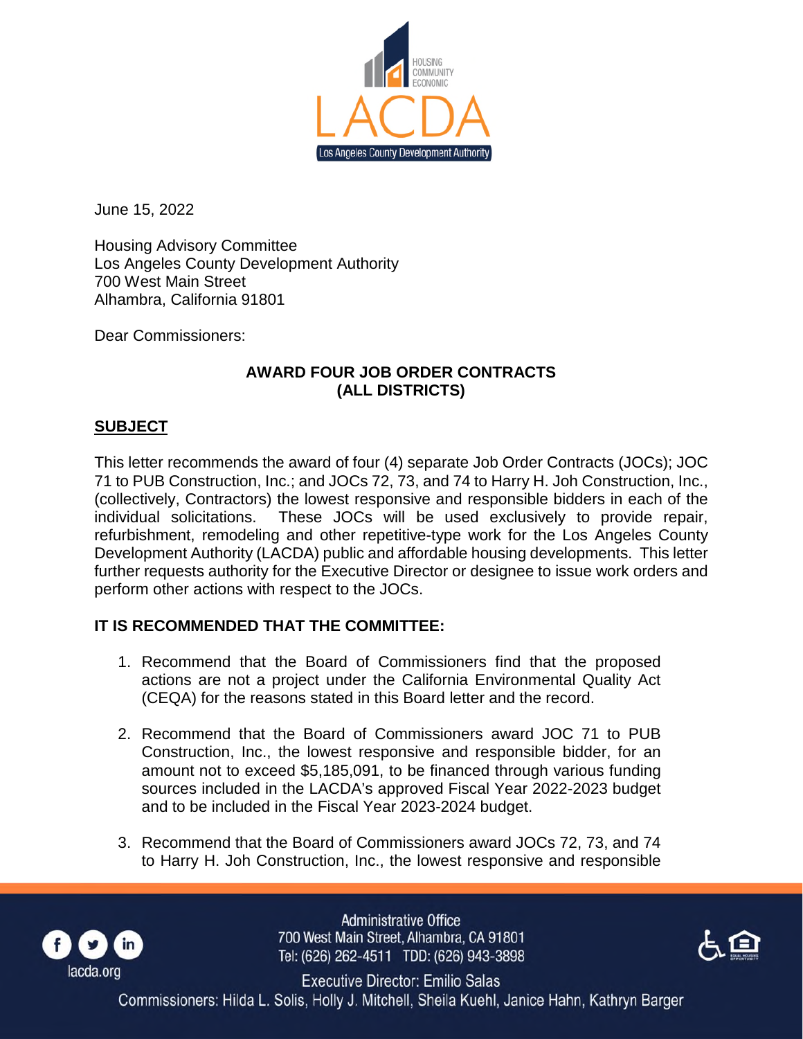June 15, 2022

Housing Advisory Committee
Los Angeles County Development Authority
700 West Main Street
Alhambra, California 91801

Dear Commissioners:

**AWARD FOUR JOB ORDER CONTRACTS
(ALL DISTRICTS)**

## SUBJECT

This letter recommends the award of four (4) separate Job Order Contracts (JOCs); JOC 71 to PUB Construction, Inc.; and JOCs 72, 73, and 74 to Harry H. Joh Construction, Inc., (collectively, Contractors) the lowest responsive and responsible bidders in each of the individual solicitations. These JOCs will be used exclusively to provide repair, refurbishment, remodeling and other repetitive-type work for the Los Angeles County Development Authority (LACDA) public and affordable housing developments. This letter further requests authority for the Executive Director or designee to issue work orders and perform other actions with respect to the JOCs.

## IT IS RECOMMENDED THAT THE COMMITTEE:

1. Recommend that the Board of Commissioners find that the proposed actions are not a project under the California Environmental Quality Act (CEQA) for the reasons stated in this Board letter and the record.

2. Recommend that the Board of Commissioners award JOC 71 to PUB Construction, Inc., the lowest responsive and responsible bidder, for an amount not to exceed $5,185,091, to be financed through various funding sources included in the LACDA's approved Fiscal Year 2022-2023 budget and to be included in the Fiscal Year 2023-2024 budget.

3. Recommend that the Board of Commissioners award JOCs 72, 73, and 74 to Harry H. Joh Construction, Inc., the lowest responsive and responsible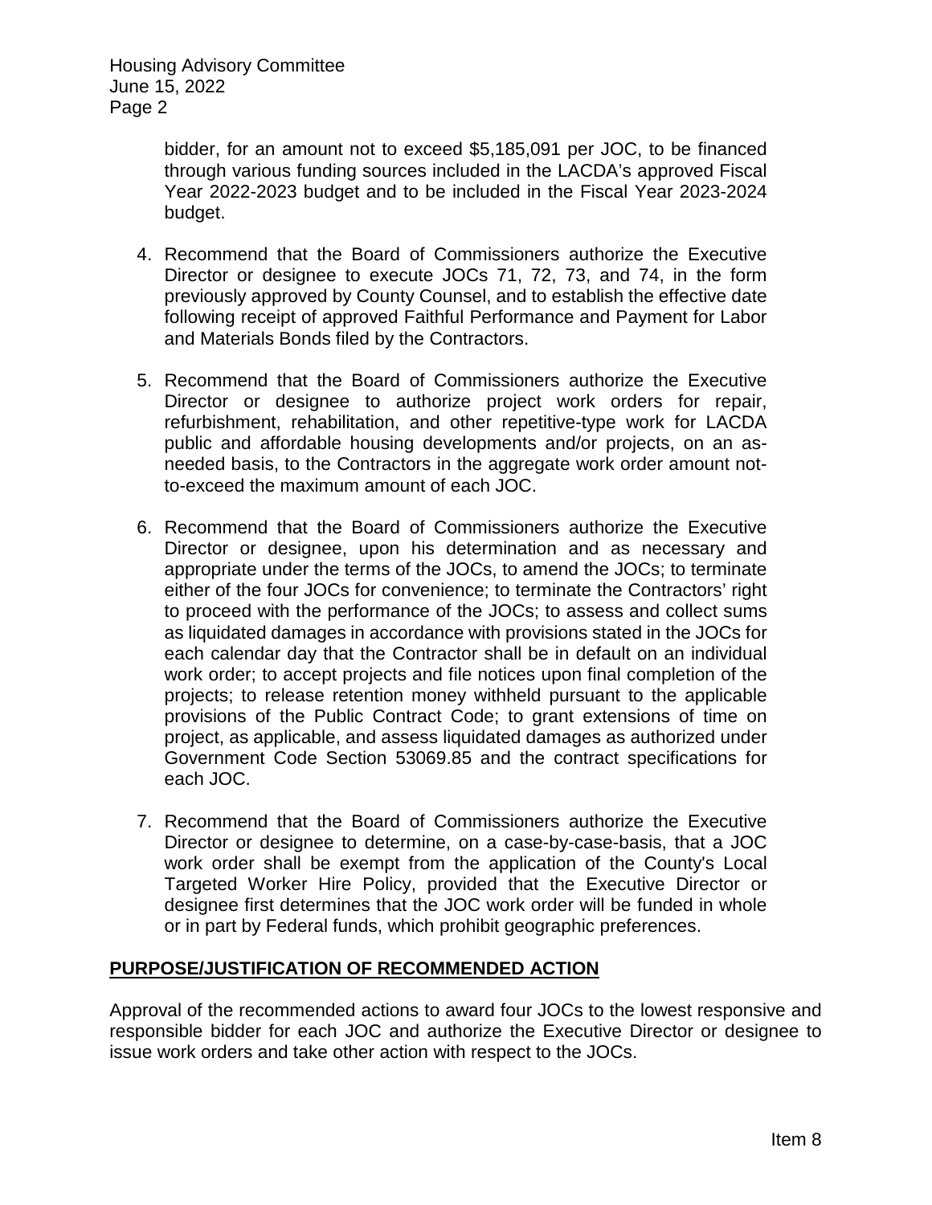bidder, for an amount not to exceed $5,185,091 per JOC, to be financed through various funding sources included in the LACDA's approved Fiscal Year 2022-2023 budget and to be included in the Fiscal Year 2023-2024 budget.

4. Recommend that the Board of Commissioners authorize the Executive Director or designee to execute JOCs 71, 72, 73, and 74, in the form previously approved by County Counsel, and to establish the effective date following receipt of approved Faithful Performance and Payment for Labor and Materials Bonds filed by the Contractors.

5. Recommend that the Board of Commissioners authorize the Executive Director or designee to authorize project work orders for repair, refurbishment, rehabilitation, and other repetitive-type work for LACDA public and affordable housing developments and/or projects, on an as-needed basis, to the Contractors in the aggregate work order amount not-to-exceed the maximum amount of each JOC.

6. Recommend that the Board of Commissioners authorize the Executive Director or designee, upon his determination and as necessary and appropriate under the terms of the JOCs, to amend the JOCs; to terminate either of the four JOCs for convenience; to terminate the Contractors' right to proceed with the performance of the JOCs; to assess and collect sums as liquidated damages in accordance with provisions stated in the JOCs for each calendar day that the Contractor shall be in default on an individual work order; to accept projects and file notices upon final completion of the projects; to release retention money withheld pursuant to the applicable provisions of the Public Contract Code; to grant extensions of time on project, as applicable, and assess liquidated damages as authorized under Government Code Section 53069.85 and the contract specifications for each JOC.

7. Recommend that the Board of Commissioners authorize the Executive Director or designee to determine, on a case-by-case-basis, that a JOC work order shall be exempt from the application of the County's Local Targeted Worker Hire Policy, provided that the Executive Director or designee first determines that the JOC work order will be funded in whole or in part by Federal funds, which prohibit geographic preferences.

## PURPOSE/JUSTIFICATION OF RECOMMENDED ACTION

Approval of the recommended actions to award four JOCs to the lowest responsive and responsible bidder for each JOC and authorize the Executive Director or designee to issue work orders and take other action with respect to the JOCs.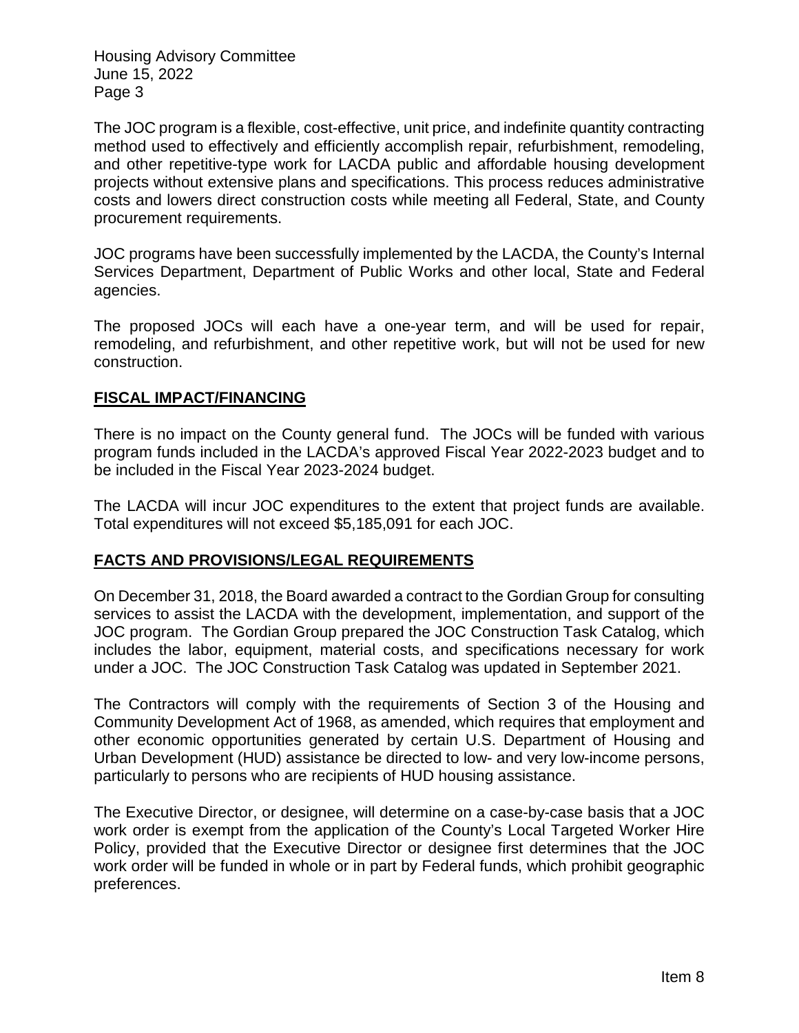The JOC program is a flexible, cost-effective, unit price, and indefinite quantity contracting method used to effectively and efficiently accomplish repair, refurbishment, remodeling, and other repetitive-type work for LACDA public and affordable housing development projects without extensive plans and specifications. This process reduces administrative costs and lowers direct construction costs while meeting all Federal, State, and County procurement requirements.

JOC programs have been successfully implemented by the LACDA, the County's Internal Services Department, Department of Public Works and other local, State and Federal agencies.

The proposed JOCs will each have a one-year term, and will be used for repair, remodeling, and refurbishment, and other repetitive work, but will not be used for new construction.

## FISCAL IMPACT/FINANCING

There is no impact on the County general fund. The JOCs will be funded with various program funds included in the LACDA's approved Fiscal Year 2022-2023 budget and to be included in the Fiscal Year 2023-2024 budget.

The LACDA will incur JOC expenditures to the extent that project funds are available. Total expenditures will not exceed $5,185,091 for each JOC.

## FACTS AND PROVISIONS/LEGAL REQUIREMENTS

On December 31, 2018, the Board awarded a contract to the Gordian Group for consulting services to assist the LACDA with the development, implementation, and support of the JOC program. The Gordian Group prepared the JOC Construction Task Catalog, which includes the labor, equipment, material costs, and specifications necessary for work under a JOC. The JOC Construction Task Catalog was updated in September 2021.

The Contractors will comply with the requirements of Section 3 of the Housing and Community Development Act of 1968, as amended, which requires that employment and other economic opportunities generated by certain U.S. Department of Housing and Urban Development (HUD) assistance be directed to low- and very low-income persons, particularly to persons who are recipients of HUD housing assistance.

The Executive Director, or designee, will determine on a case-by-case basis that a JOC work order is exempt from the application of the County's Local Targeted Worker Hire Policy, provided that the Executive Director or designee first determines that the JOC work order will be funded in whole or in part by Federal funds, which prohibit geographic preferences.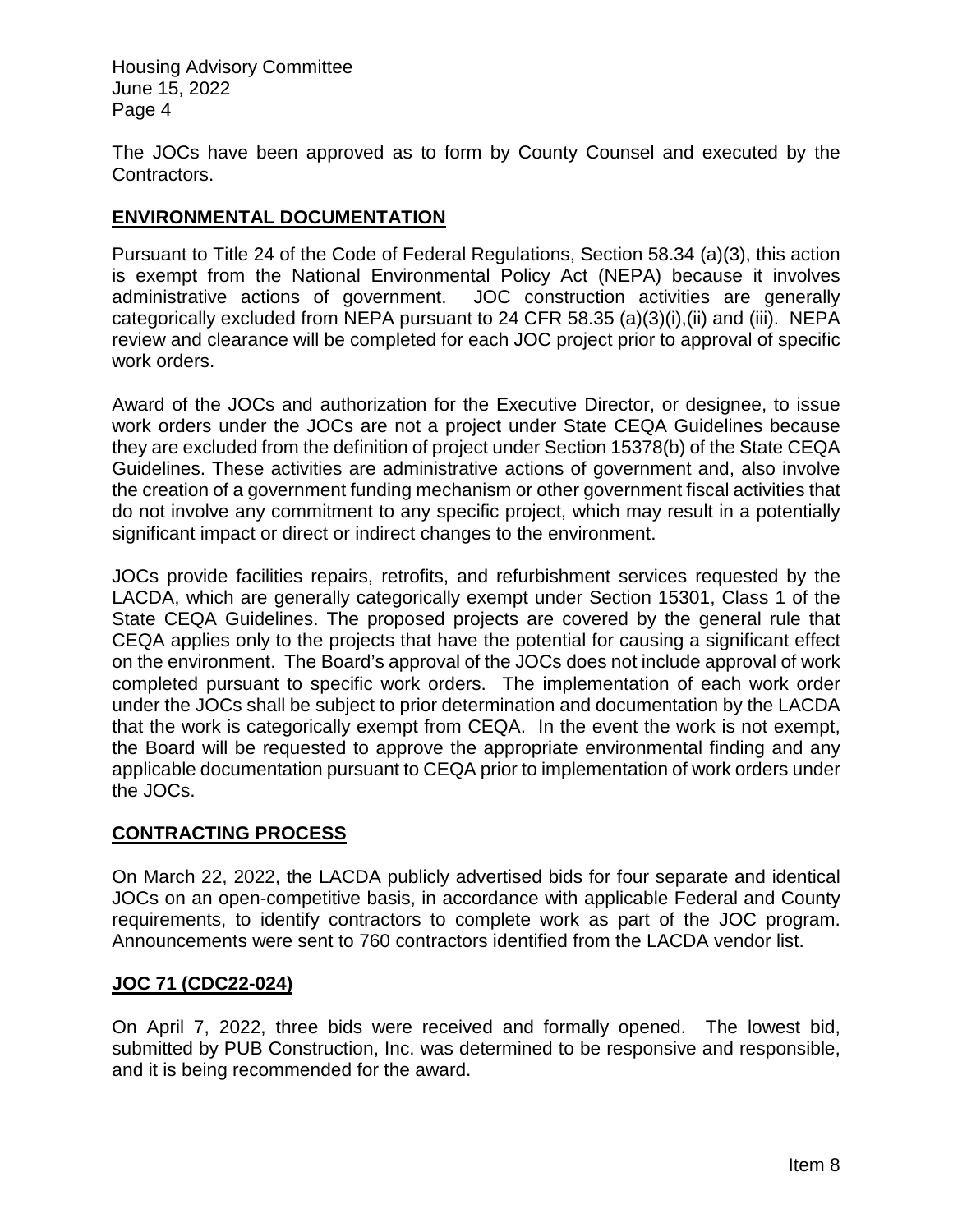The JOCs have been approved as to form by County Counsel and executed by the Contractors.

## ENVIRONMENTAL DOCUMENTATION

Pursuant to Title 24 of the Code of Federal Regulations, Section 58.34 (a)(3), this action is exempt from the National Environmental Policy Act (NEPA) because it involves administrative actions of government. JOC construction activities are generally categorically excluded from NEPA pursuant to 24 CFR 58.35 (a)(3)(i),(ii) and (iii). NEPA review and clearance will be completed for each JOC project prior to approval of specific work orders.

Award of the JOCs and authorization for the Executive Director, or designee, to issue work orders under the JOCs are not a project under State CEQA Guidelines because they are excluded from the definition of project under Section 15378(b) of the State CEQA Guidelines. These activities are administrative actions of government and, also involve the creation of a government funding mechanism or other government fiscal activities that do not involve any commitment to any specific project, which may result in a potentially significant impact or direct or indirect changes to the environment.

JOCs provide facilities repairs, retrofits, and refurbishment services requested by the LACDA, which are generally categorically exempt under Section 15301, Class 1 of the State CEQA Guidelines. The proposed projects are covered by the general rule that CEQA applies only to the projects that have the potential for causing a significant effect on the environment. The Board's approval of the JOCs does not include approval of work completed pursuant to specific work orders. The implementation of each work order under the JOCs shall be subject to prior determination and documentation by the LACDA that the work is categorically exempt from CEQA. In the event the work is not exempt, the Board will be requested to approve the appropriate environmental finding and any applicable documentation pursuant to CEQA prior to implementation of work orders under the JOCs.

## CONTRACTING PROCESS

On March 22, 2022, the LACDA publicly advertised bids for four separate and identical JOCs on an open-competitive basis, in accordance with applicable Federal and County requirements, to identify contractors to complete work as part of the JOC program. Announcements were sent to 760 contractors identified from the LACDA vendor list.

## JOC 71 (CDC22-024)

On April 7, 2022, three bids were received and formally opened. The lowest bid, submitted by PUB Construction, Inc. was determined to be responsive and responsible, and it is being recommended for the award.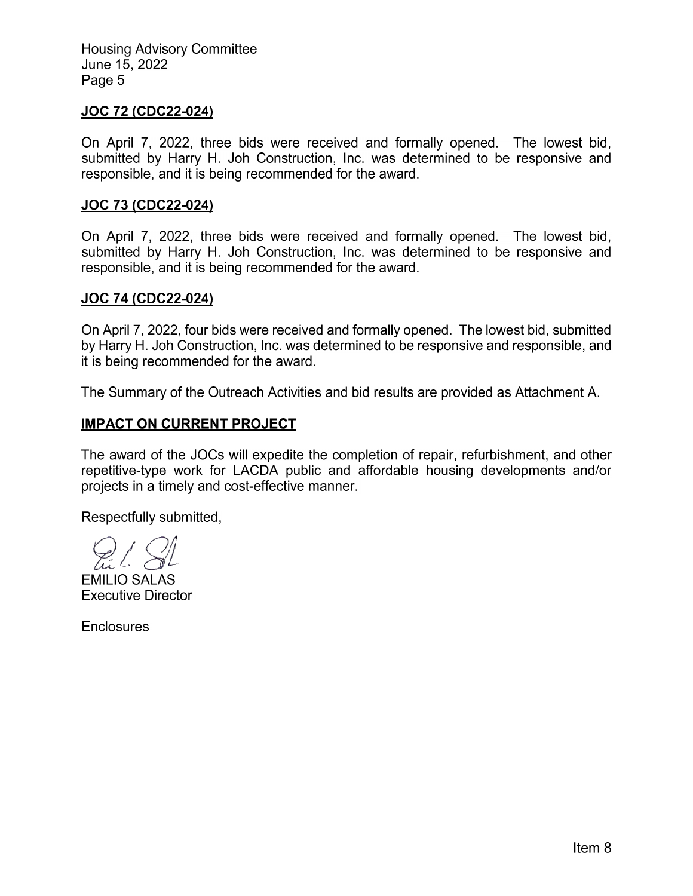## JOC 72 (CDC22-024)

On April 7, 2022, three bids were received and formally opened. The lowest bid, submitted by Harry H. Joh Construction, Inc. was determined to be responsive and responsible, and it is being recommended for the award.

## JOC 73 (CDC22-024)

On April 7, 2022, three bids were received and formally opened. The lowest bid, submitted by Harry H. Joh Construction, Inc. was determined to be responsive and responsible, and it is being recommended for the award.

## JOC 74 (CDC22-024)

On April 7, 2022, four bids were received and formally opened. The lowest bid, submitted by Harry H. Joh Construction, Inc. was determined to be responsive and responsible, and it is being recommended for the award.

The Summary of the Outreach Activities and bid results are provided as Attachment A.

## IMPACT ON CURRENT PROJECT

The award of the JOCs will expedite the completion of repair, refurbishment, and other repetitive-type work for LACDA public and affordable housing developments and/or projects in a timely and cost-effective manner.

Respectfully submitted,

EMILIO SALAS
Executive Director

Enclosures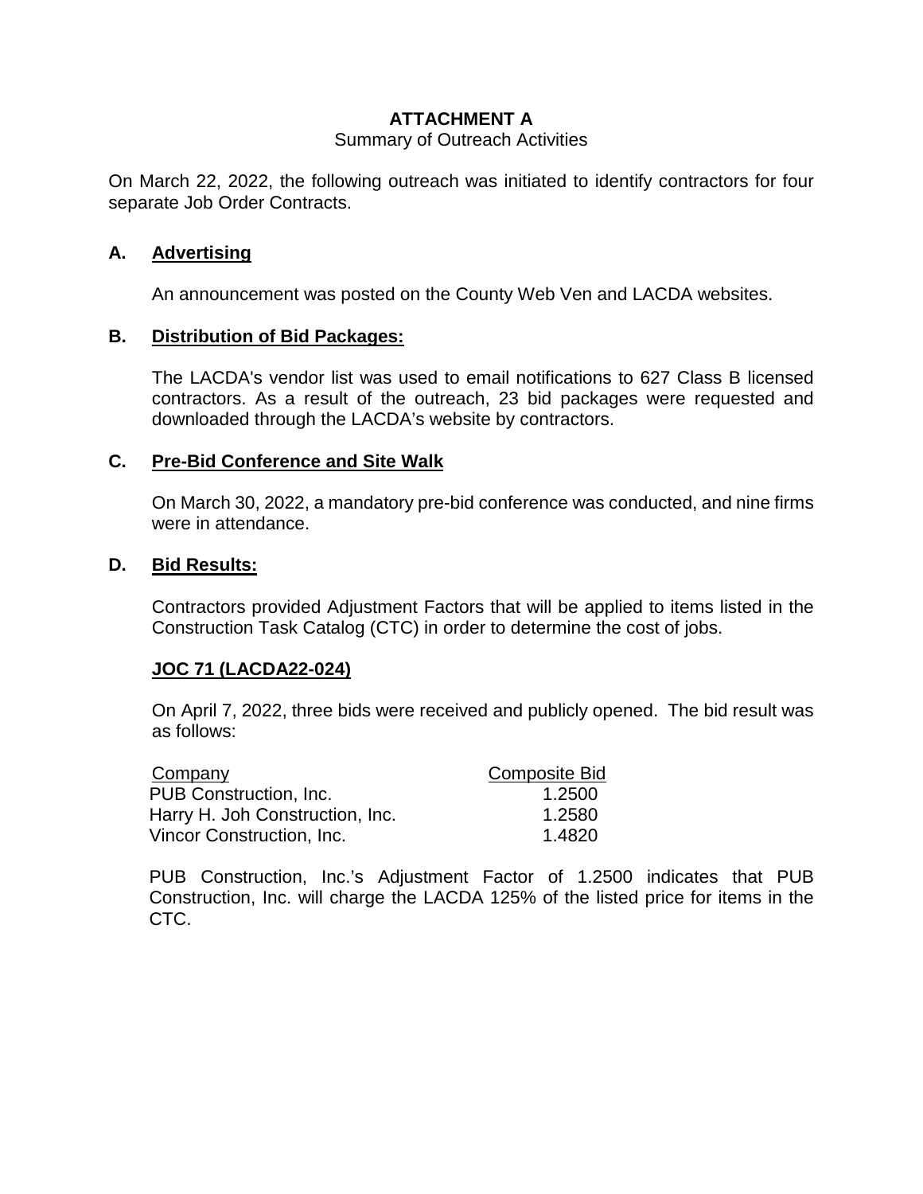# ATTACHMENT A

Summary of Outreach Activities

On March 22, 2022, the following outreach was initiated to identify contractors for four separate Job Order Contracts.

## A. Advertising

An announcement was posted on the County Web Ven and LACDA websites.

## B. Distribution of Bid Packages:

The LACDA's vendor list was used to email notifications to 627 Class B licensed contractors. As a result of the outreach, 23 bid packages were requested and downloaded through the LACDA's website by contractors.

## C. Pre-Bid Conference and Site Walk

On March 30, 2022, a mandatory pre-bid conference was conducted, and nine firms were in attendance.

## D. Bid Results:

Contractors provided Adjustment Factors that will be applied to items listed in the Construction Task Catalog (CTC) in order to determine the cost of jobs.

### JOC 71 (LACDA22-024)

On April 7, 2022, three bids were received and publicly opened. The bid result was as follows:

| Company | Composite Bid |
|---|---|
| PUB Construction, Inc. | 1.2500 |
| Harry H. Joh Construction, Inc. | 1.2580 |
| Vincor Construction, Inc. | 1.4820 |

PUB Construction, Inc.'s Adjustment Factor of 1.2500 indicates that PUB Construction, Inc. will charge the LACDA 125% of the listed price for items in the CTC.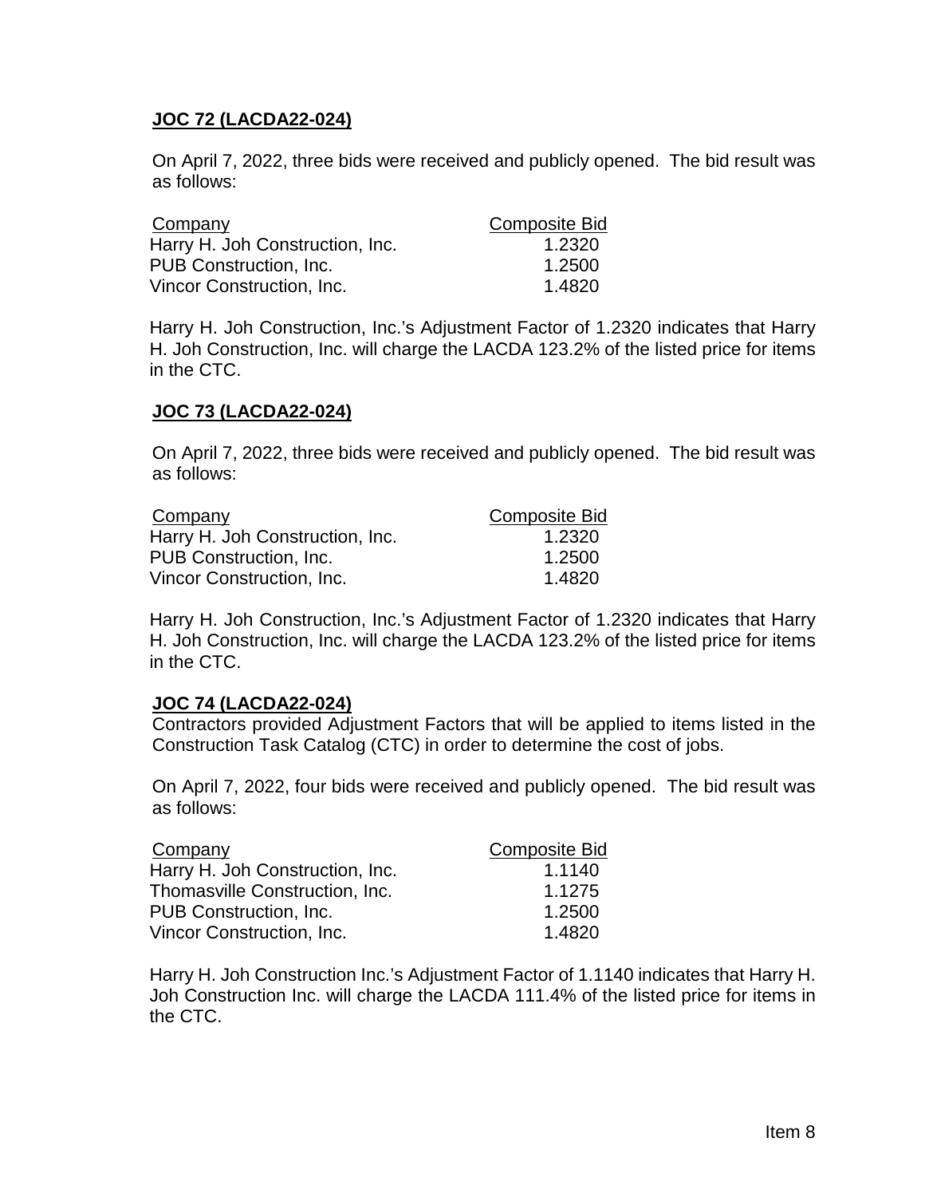**JOC 72 (LACDA22-024)**

On April 7, 2022, three bids were received and publicly opened. The bid result was as follows:

| Company | Composite Bid |
|---|---|
| Harry H. Joh Construction, Inc. | 1.2320 |
| PUB Construction, Inc. | 1.2500 |
| Vincor Construction, Inc. | 1.4820 |

Harry H. Joh Construction, Inc.'s Adjustment Factor of 1.2320 indicates that Harry H. Joh Construction, Inc. will charge the LACDA 123.2% of the listed price for items in the CTC.

**JOC 73 (LACDA22-024)**

On April 7, 2022, three bids were received and publicly opened. The bid result was as follows:

| Company | Composite Bid |
|---|---|
| Harry H. Joh Construction, Inc. | 1.2320 |
| PUB Construction, Inc. | 1.2500 |
| Vincor Construction, Inc. | 1.4820 |

Harry H. Joh Construction, Inc.'s Adjustment Factor of 1.2320 indicates that Harry H. Joh Construction, Inc. will charge the LACDA 123.2% of the listed price for items in the CTC.

**JOC 74 (LACDA22-024)**

Contractors provided Adjustment Factors that will be applied to items listed in the Construction Task Catalog (CTC) in order to determine the cost of jobs.

On April 7, 2022, four bids were received and publicly opened. The bid result was as follows:

| Company | Composite Bid |
|---|---|
| Harry H. Joh Construction, Inc. | 1.1140 |
| Thomasville Construction, Inc. | 1.1275 |
| PUB Construction, Inc. | 1.2500 |
| Vincor Construction, Inc. | 1.4820 |

Harry H. Joh Construction Inc.'s Adjustment Factor of 1.1140 indicates that Harry H. Joh Construction Inc. will charge the LACDA 111.4% of the listed price for items in the CTC.

Item 8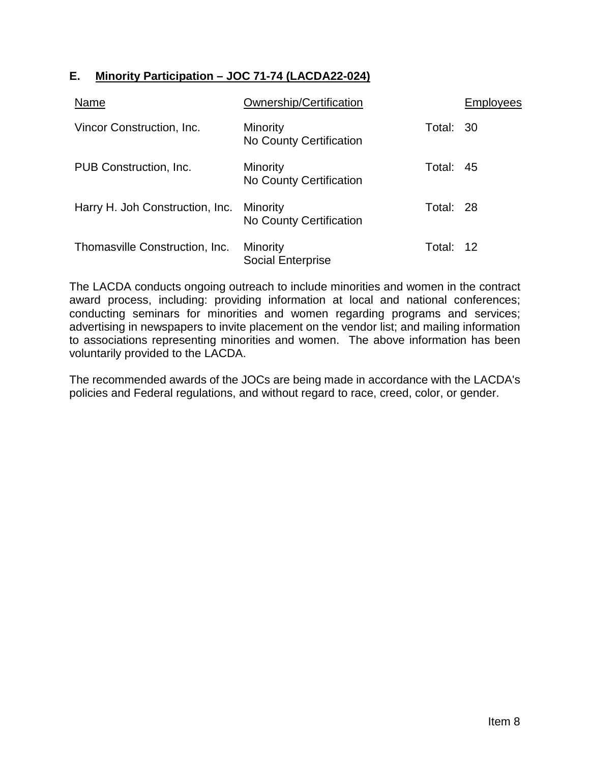**E. Minority Participation – JOC 71-74 (LACDA22-024)**

| Name | Ownership/Certification | Employees |
| --- | --- | --- |
| Vincor Construction, Inc. | Minority<br>No County Certification | Total: 30 |
| PUB Construction, Inc. | Minority<br>No County Certification | Total: 45 |
| Harry H. Joh Construction, Inc. | Minority<br>No County Certification | Total: 28 |
| Thomasville Construction, Inc. | Minority<br>Social Enterprise | Total: 12 |

The LACDA conducts ongoing outreach to include minorities and women in the contract award process, including: providing information at local and national conferences; conducting seminars for minorities and women regarding programs and services; advertising in newspapers to invite placement on the vendor list; and mailing information to associations representing minorities and women. The above information has been voluntarily provided to the LACDA.

The recommended awards of the JOCs are being made in accordance with the LACDA's policies and Federal regulations, and without regard to race, creed, color, or gender.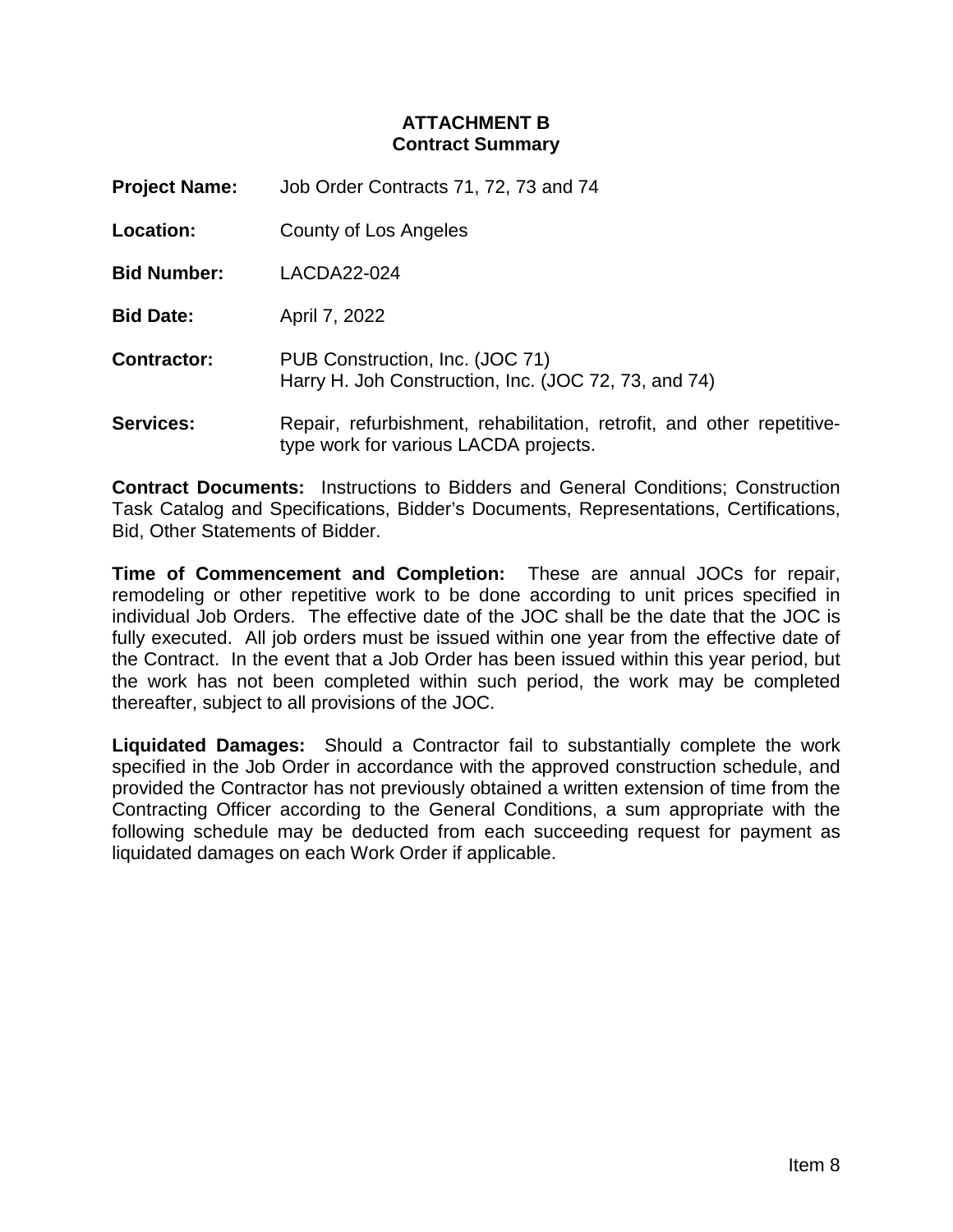**ATTACHMENT B**
**Contract Summary**

**Project Name:** Job Order Contracts 71, 72, 73 and 74

**Location:** County of Los Angeles

**Bid Number:** LACDA22-024

**Bid Date:** April 7, 2022

**Contractor:** PUB Construction, Inc. (JOC 71)
Harry H. Joh Construction, Inc. (JOC 72, 73, and 74)

**Services:** Repair, refurbishment, rehabilitation, retrofit, and other repetitive-type work for various LACDA projects.

**Contract Documents:** Instructions to Bidders and General Conditions; Construction Task Catalog and Specifications, Bidder's Documents, Representations, Certifications, Bid, Other Statements of Bidder.

**Time of Commencement and Completion:** These are annual JOCs for repair, remodeling or other repetitive work to be done according to unit prices specified in individual Job Orders. The effective date of the JOC shall be the date that the JOC is fully executed. All job orders must be issued within one year from the effective date of the Contract. In the event that a Job Order has been issued within this year period, but the work has not been completed within such period, the work may be completed thereafter, subject to all provisions of the JOC.

**Liquidated Damages:** Should a Contractor fail to substantially complete the work specified in the Job Order in accordance with the approved construction schedule, and provided the Contractor has not previously obtained a written extension of time from the Contracting Officer according to the General Conditions, a sum appropriate with the following schedule may be deducted from each succeeding request for payment as liquidated damages on each Work Order if applicable.

Item 8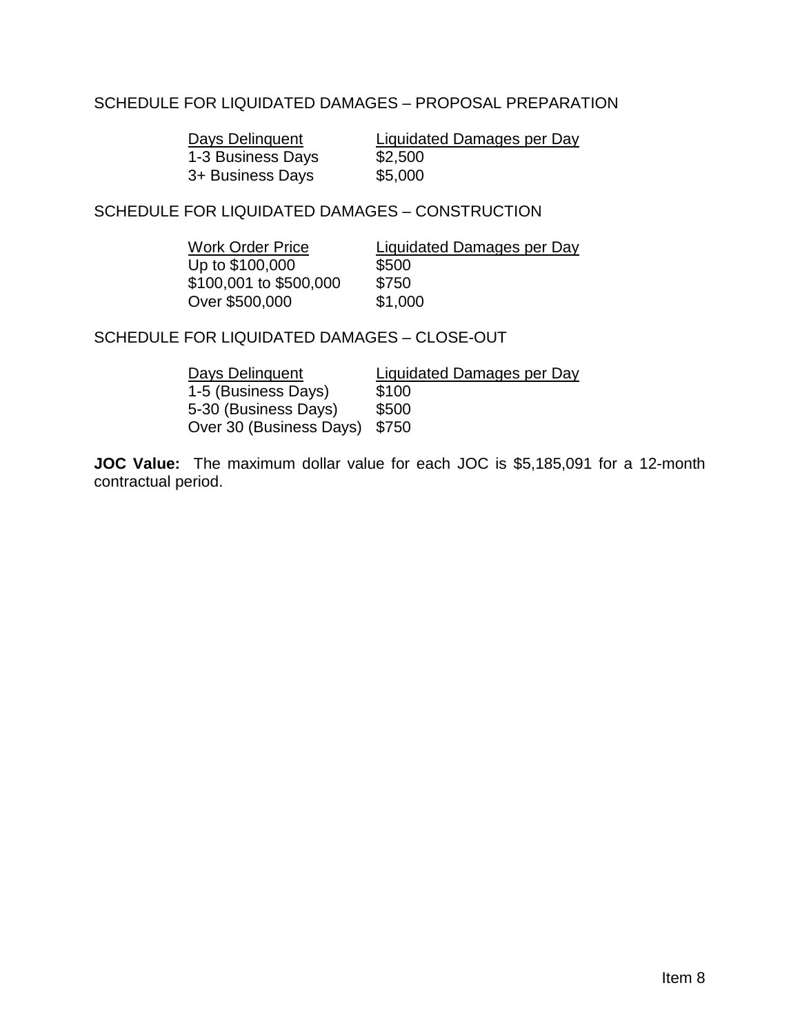SCHEDULE FOR LIQUIDATED DAMAGES – PROPOSAL PREPARATION

| Days Delinquent | Liquidated Damages per Day |
|---|---|
| 1-3 Business Days | $2,500 |
| 3+ Business Days | $5,000 |

SCHEDULE FOR LIQUIDATED DAMAGES – CONSTRUCTION

| Work Order Price | Liquidated Damages per Day |
|---|---|
| Up to $100,000 | $500 |
| $100,001 to $500,000 | $750 |
| Over $500,000 | $1,000 |

SCHEDULE FOR LIQUIDATED DAMAGES – CLOSE-OUT

| Days Delinquent | Liquidated Damages per Day |
|---|---|
| 1-5 (Business Days) | $100 |
| 5-30 (Business Days) | $500 |
| Over 30 (Business Days) | $750 |

**JOC Value:** The maximum dollar value for each JOC is $5,185,091 for a 12-month contractual period.

Item 8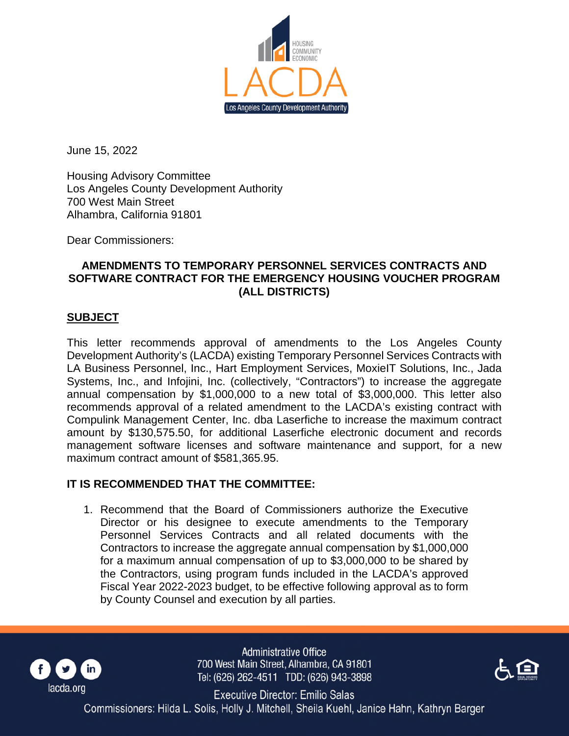June 15, 2022

Housing Advisory Committee
Los Angeles County Development Authority
700 West Main Street
Alhambra, California 91801

Dear Commissioners:

**AMENDMENTS TO TEMPORARY PERSONNEL SERVICES CONTRACTS AND SOFTWARE CONTRACT FOR THE EMERGENCY HOUSING VOUCHER PROGRAM (ALL DISTRICTS)**

## SUBJECT

This letter recommends approval of amendments to the Los Angeles County Development Authority's (LACDA) existing Temporary Personnel Services Contracts with LA Business Personnel, Inc., Hart Employment Services, MoxieIT Solutions, Inc., Jada Systems, Inc., and Infojini, Inc. (collectively, "Contractors") to increase the aggregate annual compensation by $1,000,000 to a new total of $3,000,000. This letter also recommends approval of a related amendment to the LACDA's existing contract with Compulink Management Center, Inc. dba Laserfiche to increase the maximum contract amount by $130,575.50, for additional Laserfiche electronic document and records management software licenses and software maintenance and support, for a new maximum contract amount of $581,365.95.

**IT IS RECOMMENDED THAT THE COMMITTEE:**

1. Recommend that the Board of Commissioners authorize the Executive Director or his designee to execute amendments to the Temporary Personnel Services Contracts and all related documents with the Contractors to increase the aggregate annual compensation by $1,000,000 for a maximum annual compensation of up to $3,000,000 to be shared by the Contractors, using program funds included in the LACDA's approved Fiscal Year 2022-2023 budget, to be effective following approval as to form by County Counsel and execution by all parties.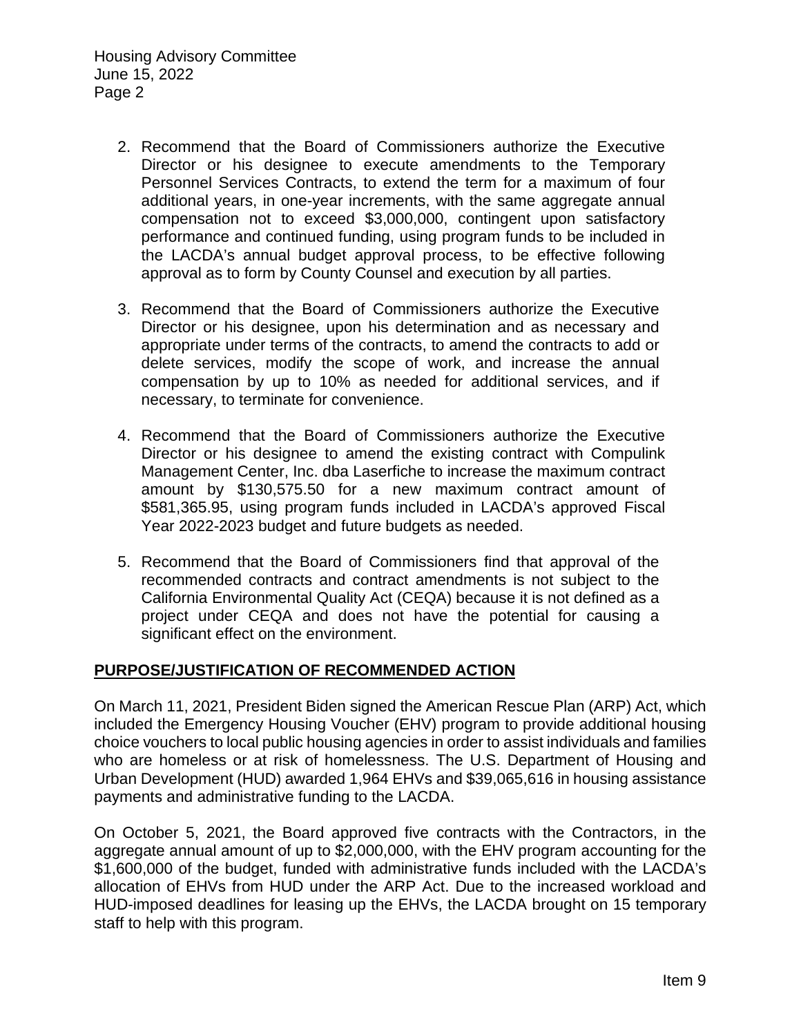2. Recommend that the Board of Commissioners authorize the Executive Director or his designee to execute amendments to the Temporary Personnel Services Contracts, to extend the term for a maximum of four additional years, in one-year increments, with the same aggregate annual compensation not to exceed $3,000,000, contingent upon satisfactory performance and continued funding, using program funds to be included in the LACDA's annual budget approval process, to be effective following approval as to form by County Counsel and execution by all parties.

3. Recommend that the Board of Commissioners authorize the Executive Director or his designee, upon his determination and as necessary and appropriate under terms of the contracts, to amend the contracts to add or delete services, modify the scope of work, and increase the annual compensation by up to 10% as needed for additional services, and if necessary, to terminate for convenience.

4. Recommend that the Board of Commissioners authorize the Executive Director or his designee to amend the existing contract with Compulink Management Center, Inc. dba Laserfiche to increase the maximum contract amount by $130,575.50 for a new maximum contract amount of $581,365.95, using program funds included in LACDA's approved Fiscal Year 2022-2023 budget and future budgets as needed.

5. Recommend that the Board of Commissioners find that approval of the recommended contracts and contract amendments is not subject to the California Environmental Quality Act (CEQA) because it is not defined as a project under CEQA and does not have the potential for causing a significant effect on the environment.

## PURPOSE/JUSTIFICATION OF RECOMMENDED ACTION

On March 11, 2021, President Biden signed the American Rescue Plan (ARP) Act, which included the Emergency Housing Voucher (EHV) program to provide additional housing choice vouchers to local public housing agencies in order to assist individuals and families who are homeless or at risk of homelessness. The U.S. Department of Housing and Urban Development (HUD) awarded 1,964 EHVs and $39,065,616 in housing assistance payments and administrative funding to the LACDA.

On October 5, 2021, the Board approved five contracts with the Contractors, in the aggregate annual amount of up to $2,000,000, with the EHV program accounting for the $1,600,000 of the budget, funded with administrative funds included with the LACDA's allocation of EHVs from HUD under the ARP Act. Due to the increased workload and HUD-imposed deadlines for leasing up the EHVs, the LACDA brought on 15 temporary staff to help with this program.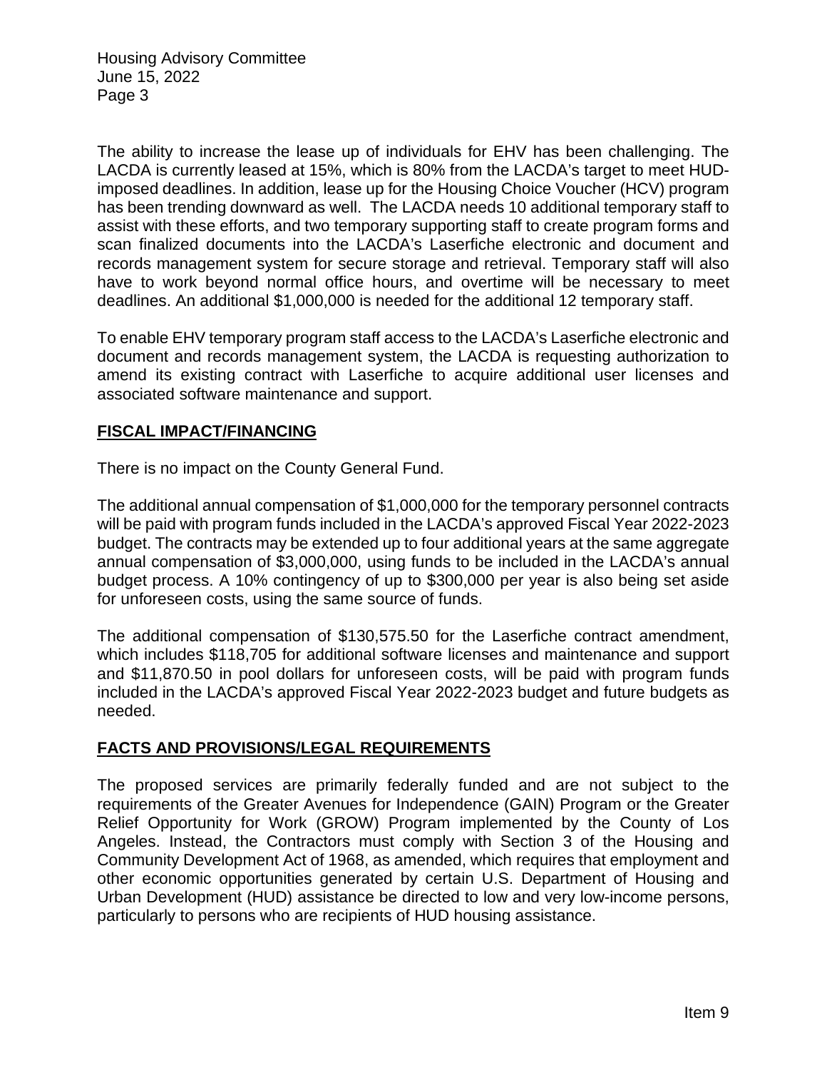The ability to increase the lease up of individuals for EHV has been challenging. The LACDA is currently leased at 15%, which is 80% from the LACDA's target to meet HUD-imposed deadlines. In addition, lease up for the Housing Choice Voucher (HCV) program has been trending downward as well. The LACDA needs 10 additional temporary staff to assist with these efforts, and two temporary supporting staff to create program forms and scan finalized documents into the LACDA's Laserfiche electronic and document and records management system for secure storage and retrieval. Temporary staff will also have to work beyond normal office hours, and overtime will be necessary to meet deadlines. An additional $1,000,000 is needed for the additional 12 temporary staff.

To enable EHV temporary program staff access to the LACDA's Laserfiche electronic and document and records management system, the LACDA is requesting authorization to amend its existing contract with Laserfiche to acquire additional user licenses and associated software maintenance and support.

## **FISCAL IMPACT/FINANCING**

There is no impact on the County General Fund.

The additional annual compensation of $1,000,000 for the temporary personnel contracts will be paid with program funds included in the LACDA's approved Fiscal Year 2022-2023 budget. The contracts may be extended up to four additional years at the same aggregate annual compensation of $3,000,000, using funds to be included in the LACDA's annual budget process. A 10% contingency of up to $300,000 per year is also being set aside for unforeseen costs, using the same source of funds.

The additional compensation of $130,575.50 for the Laserfiche contract amendment, which includes $118,705 for additional software licenses and maintenance and support and $11,870.50 in pool dollars for unforeseen costs, will be paid with program funds included in the LACDA's approved Fiscal Year 2022-2023 budget and future budgets as needed.

## **FACTS AND PROVISIONS/LEGAL REQUIREMENTS**

The proposed services are primarily federally funded and are not subject to the requirements of the Greater Avenues for Independence (GAIN) Program or the Greater Relief Opportunity for Work (GROW) Program implemented by the County of Los Angeles. Instead, the Contractors must comply with Section 3 of the Housing and Community Development Act of 1968, as amended, which requires that employment and other economic opportunities generated by certain U.S. Department of Housing and Urban Development (HUD) assistance be directed to low and very low-income persons, particularly to persons who are recipients of HUD housing assistance.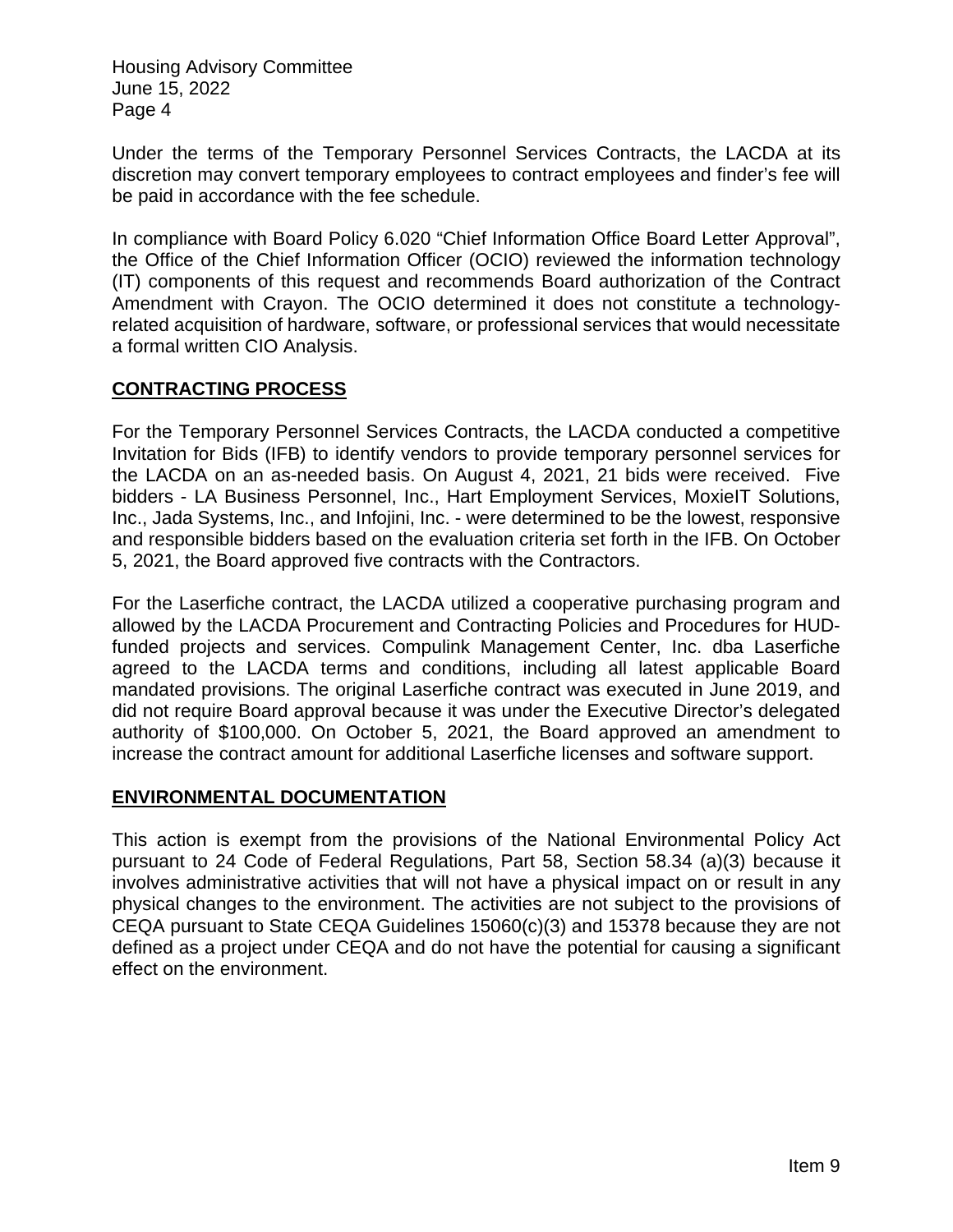Under the terms of the Temporary Personnel Services Contracts, the LACDA at its discretion may convert temporary employees to contract employees and finder's fee will be paid in accordance with the fee schedule.

In compliance with Board Policy 6.020 "Chief Information Office Board Letter Approval", the Office of the Chief Information Officer (OCIO) reviewed the information technology (IT) components of this request and recommends Board authorization of the Contract Amendment with Crayon. The OCIO determined it does not constitute a technology-related acquisition of hardware, software, or professional services that would necessitate a formal written CIO Analysis.

## CONTRACTING PROCESS

For the Temporary Personnel Services Contracts, the LACDA conducted a competitive Invitation for Bids (IFB) to identify vendors to provide temporary personnel services for the LACDA on an as-needed basis. On August 4, 2021, 21 bids were received. Five bidders - LA Business Personnel, Inc., Hart Employment Services, MoxieIT Solutions, Inc., Jada Systems, Inc., and Infojini, Inc. - were determined to be the lowest, responsive and responsible bidders based on the evaluation criteria set forth in the IFB. On October 5, 2021, the Board approved five contracts with the Contractors.

For the Laserfiche contract, the LACDA utilized a cooperative purchasing program and allowed by the LACDA Procurement and Contracting Policies and Procedures for HUD-funded projects and services. Compulink Management Center, Inc. dba Laserfiche agreed to the LACDA terms and conditions, including all latest applicable Board mandated provisions. The original Laserfiche contract was executed in June 2019, and did not require Board approval because it was under the Executive Director's delegated authority of $100,000. On October 5, 2021, the Board approved an amendment to increase the contract amount for additional Laserfiche licenses and software support.

## ENVIRONMENTAL DOCUMENTATION

This action is exempt from the provisions of the National Environmental Policy Act pursuant to 24 Code of Federal Regulations, Part 58, Section 58.34 (a)(3) because it involves administrative activities that will not have a physical impact on or result in any physical changes to the environment. The activities are not subject to the provisions of CEQA pursuant to State CEQA Guidelines 15060(c)(3) and 15378 because they are not defined as a project under CEQA and do not have the potential for causing a significant effect on the environment.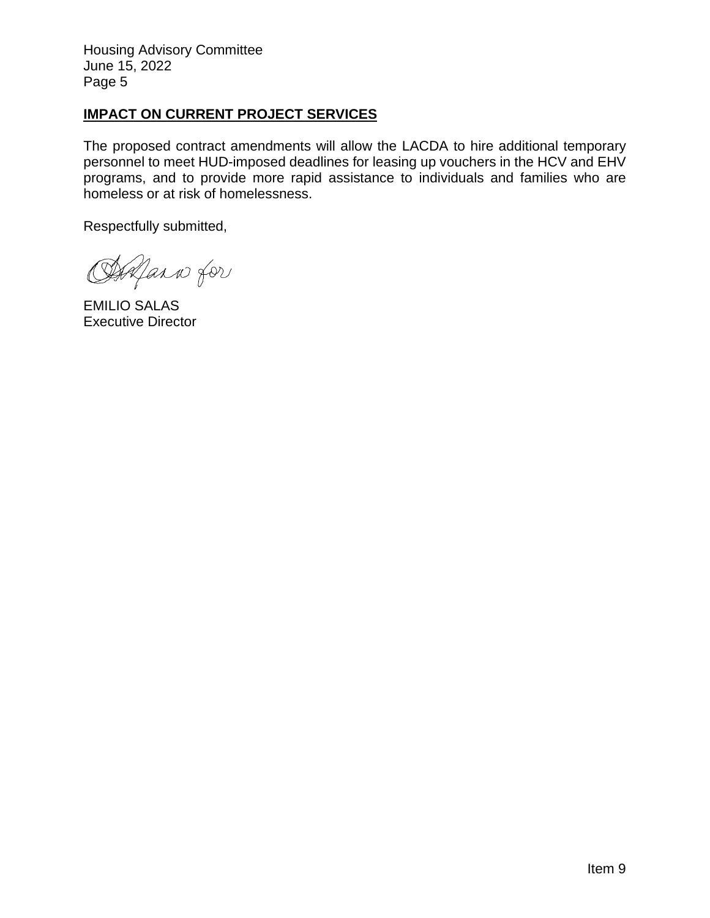**IMPACT ON CURRENT PROJECT SERVICES**

The proposed contract amendments will allow the LACDA to hire additional temporary personnel to meet HUD-imposed deadlines for leasing up vouchers in the HCV and EHV programs, and to provide more rapid assistance to individuals and families who are homeless or at risk of homelessness.

Respectfully submitted,

EMILIO SALAS
Executive Director